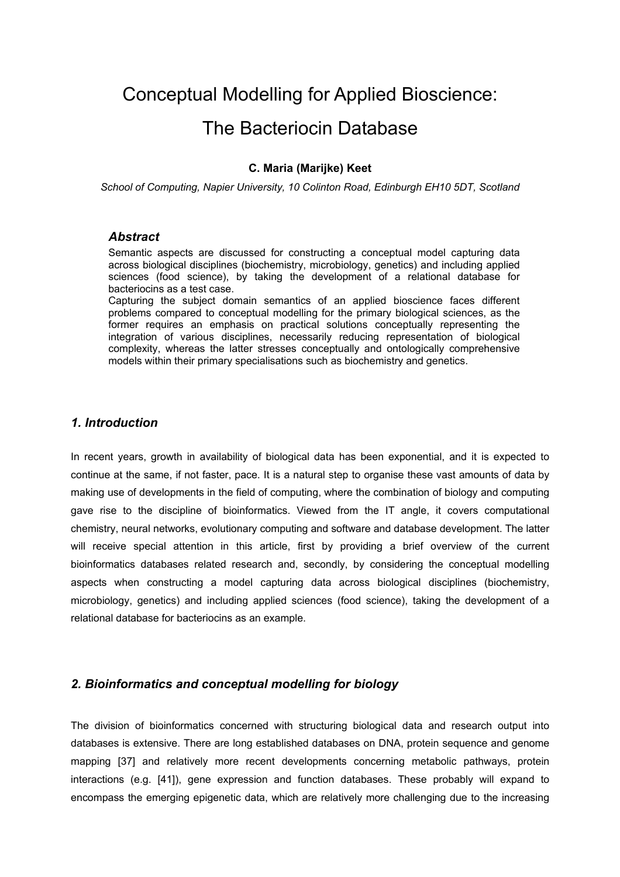# Conceptual Modelling for Applied Bioscience: The Bacteriocin Database

**C. Maria (Marijke) Keet**

*School of Computing, Napier University, 10 Colinton Road, Edinburgh EH10 5DT, Scotland*

### *Abstract*

Semantic aspects are discussed for constructing a conceptual model capturing data across biological disciplines (biochemistry, microbiology, genetics) and including applied sciences (food science), by taking the development of a relational database for bacteriocins as a test case.

Capturing the subject domain semantics of an applied bioscience faces different problems compared to conceptual modelling for the primary biological sciences, as the former requires an emphasis on practical solutions conceptually representing the integration of various disciplines, necessarily reducing representation of biological complexity, whereas the latter stresses conceptually and ontologically comprehensive models within their primary specialisations such as biochemistry and genetics.

## *1. Introduction*

In recent years, growth in availability of biological data has been exponential, and it is expected to continue at the same, if not faster, pace. It is a natural step to organise these vast amounts of data by making use of developments in the field of computing, where the combination of biology and computing gave rise to the discipline of bioinformatics. Viewed from the IT angle, it covers computational chemistry, neural networks, evolutionary computing and software and database development. The latter will receive special attention in this article, first by providing a brief overview of the current bioinformatics databases related research and, secondly, by considering the conceptual modelling aspects when constructing a model capturing data across biological disciplines (biochemistry, microbiology, genetics) and including applied sciences (food science), taking the development of a relational database for bacteriocins as an example.

## *2. Bioinformatics and conceptual modelling for biology*

The division of bioinformatics concerned with structuring biological data and research output into databases is extensive. There are long established databases on DNA, protein sequence and genome mapping [37] and relatively more recent developments concerning metabolic pathways, protein interactions (e.g. [41]), gene expression and function databases. These probably will expand to encompass the emerging epigenetic data, which are relatively more challenging due to the increasing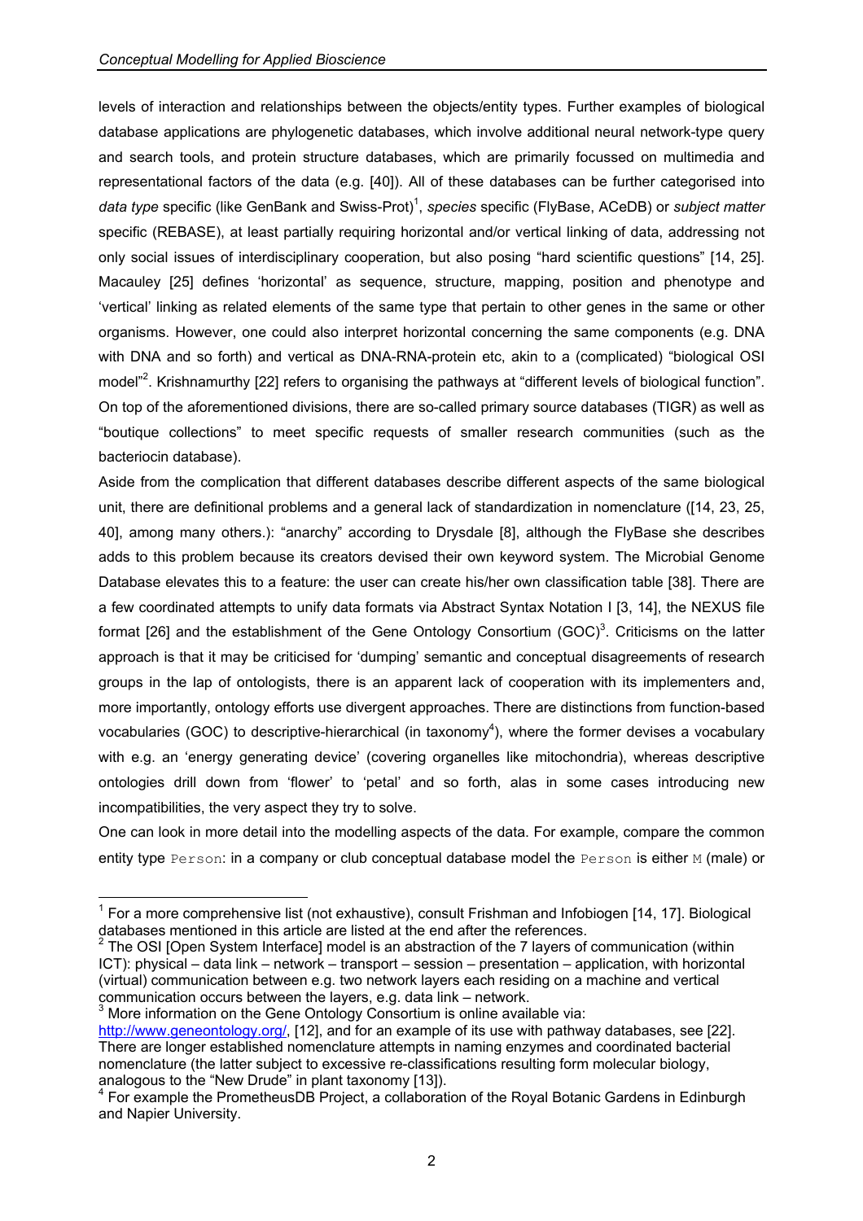levels of interaction and relationships between the objects/entity types. Further examples of biological database applications are phylogenetic databases, which involve additional neural network-type query and search tools, and protein structure databases, which are primarily focussed on multimedia and representational factors of the data (e.g. [40]). All of these databases can be further categorised into *data type* specific (like GenBank and Swiss-Prot)[1], *species* specific (FlyBase, ACeDB) or *subject matter* specific (REBASE), at least partially requiring horizontal and/or vertical linking of data, addressing not only social issues of interdisciplinary cooperation, but also posing "hard scientific questions" [14, 25]. Macauley [25] defines 'horizontal' as sequence, structure, mapping, position and phenotype and 'vertical' linking as related elements of the same type that pertain to other genes in the same or other organisms. However, one could also interpret horizontal concerning the same components (e.g. DNA with DNA and so forth) and vertical as DNA-RNA-protein etc, akin to a (complicated) "biological OSI model"[2]. Krishnamurthy [22] refers to organising the pathways at "different levels of biological function". On top of the aforementioned divisions, there are so-called primary source databases (TIGR) as well as "boutique collections" to meet specific requests of smaller research communities (such as the bacteriocin database).

Aside from the complication that different databases describe different aspects of the same biological unit, there are definitional problems and a general lack of standardization in nomenclature ([14, 23, 25, 40], among many others.): "anarchy" according to Drysdale [8], although the FlyBase she describes adds to this problem because its creators devised their own keyword system. The Microbial Genome Database elevates this to a feature: the user can create his/her own classification table [38]. There are a few coordinated attempts to unify data formats via Abstract Syntax Notation I [3, 14], the NEXUS file format [26] and the establishment of the Gene Ontology Consortium (GOC)[3]. Criticisms on the latter approach is that it may be criticised for 'dumping' semantic and conceptual disagreements of research groups in the lap of ontologists, there is an apparent lack of cooperation with its implementers and, more importantly, ontology efforts use divergent approaches. There are distinctions from function-based vocabularies (GOC) to descriptive-hierarchical (in taxonomy[4]), where the former devises a vocabulary with e.g. an 'energy generating device' (covering organelles like mitochondria), whereas descriptive ontologies drill down from 'flower' to 'petal' and so forth, alas in some cases introducing new incompatibilities, the very aspect they try to solve.

One can look in more detail into the modelling aspects of the data. For example, compare the common entity type `Person`: in a company or club conceptual database model the `Person` is either `M` (male) or

---

[1] For a more comprehensive list (not exhaustive), consult Frishman and Infobiogen [14, 17]. Biological databases mentioned in this article are listed at the end after the references.

[2] The OSI [Open System Interface] model is an abstraction of the 7 layers of communication (within ICT): physical – data link – network – transport – session – presentation – application, with horizontal (virtual) communication between e.g. two network layers each residing on a machine and vertical communication occurs between the layers, e.g. data link – network.

[3] More information on the Gene Ontology Consortium is online available via: http://www.geneontology.org/, [12], and for an example of its use with pathway databases, see [22]. There are longer established nomenclature attempts in naming enzymes and coordinated bacterial nomenclature (the latter subject to excessive re-classifications resulting form molecular biology, analogous to the "New Drude" in plant taxonomy [13]).

[4] For example the PrometheusDB Project, a collaboration of the Royal Botanic Gardens in Edinburgh and Napier University.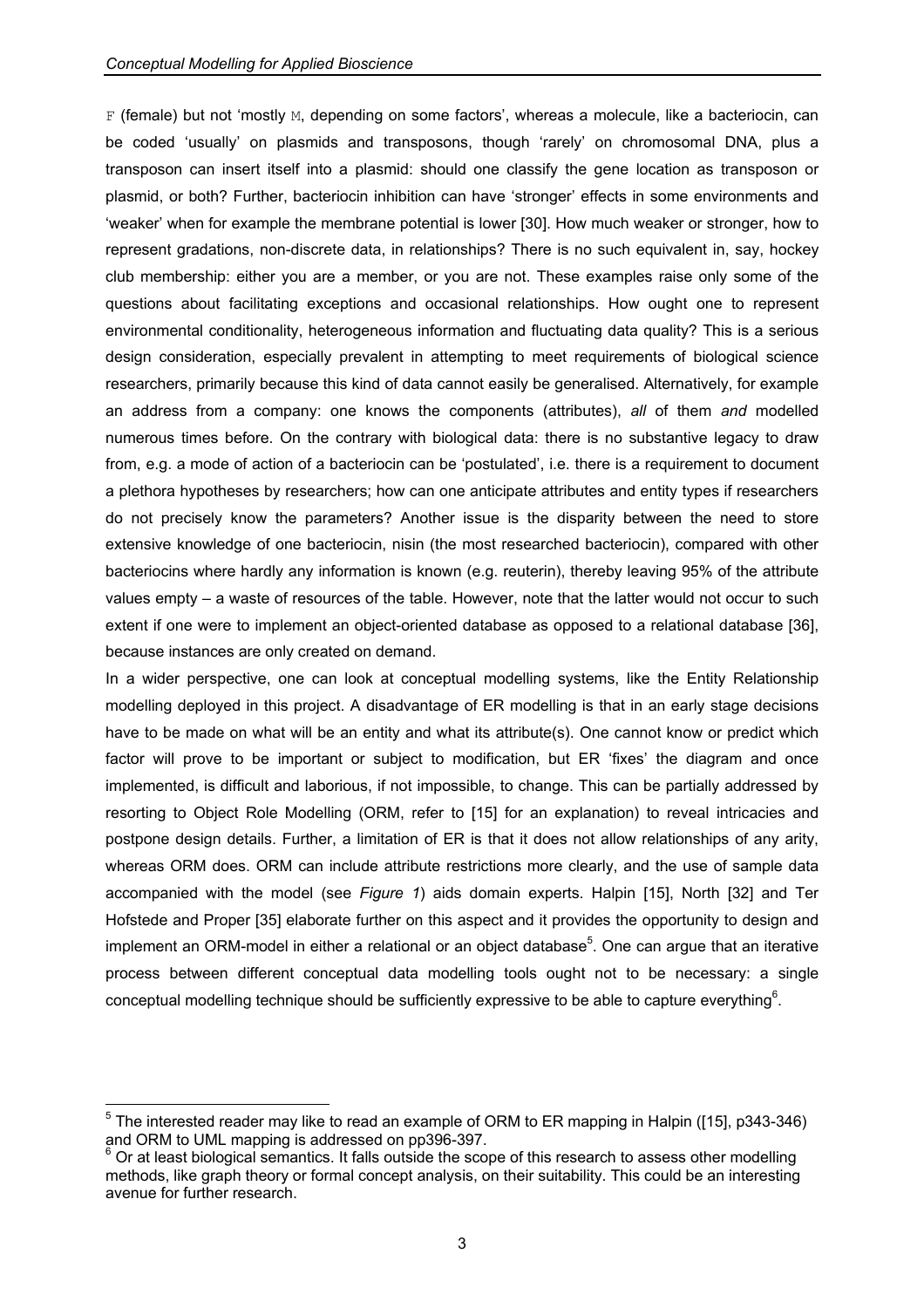F (female) but not 'mostly M, depending on some factors', whereas a molecule, like a bacteriocin, can be coded 'usually' on plasmids and transposons, though 'rarely' on chromosomal DNA, plus a transposon can insert itself into a plasmid: should one classify the gene location as transposon or plasmid, or both? Further, bacteriocin inhibition can have 'stronger' effects in some environments and 'weaker' when for example the membrane potential is lower [30]. How much weaker or stronger, how to represent gradations, non-discrete data, in relationships? There is no such equivalent in, say, hockey club membership: either you are a member, or you are not. These examples raise only some of the questions about facilitating exceptions and occasional relationships. How ought one to represent environmental conditionality, heterogeneous information and fluctuating data quality? This is a serious design consideration, especially prevalent in attempting to meet requirements of biological science researchers, primarily because this kind of data cannot easily be generalised. Alternatively, for example an address from a company: one knows the components (attributes), *all* of them *and* modelled numerous times before. On the contrary with biological data: there is no substantive legacy to draw from, e.g. a mode of action of a bacteriocin can be 'postulated', i.e. there is a requirement to document a plethora hypotheses by researchers; how can one anticipate attributes and entity types if researchers do not precisely know the parameters? Another issue is the disparity between the need to store extensive knowledge of one bacteriocin, nisin (the most researched bacteriocin), compared with other bacteriocins where hardly any information is known (e.g. reuterin), thereby leaving 95% of the attribute values empty – a waste of resources of the table. However, note that the latter would not occur to such extent if one were to implement an object-oriented database as opposed to a relational database [36], because instances are only created on demand.

In a wider perspective, one can look at conceptual modelling systems, like the Entity Relationship modelling deployed in this project. A disadvantage of ER modelling is that in an early stage decisions have to be made on what will be an entity and what its attribute(s). One cannot know or predict which factor will prove to be important or subject to modification, but ER 'fixes' the diagram and once implemented, is difficult and laborious, if not impossible, to change. This can be partially addressed by resorting to Object Role Modelling (ORM, refer to [15] for an explanation) to reveal intricacies and postpone design details. Further, a limitation of ER is that it does not allow relationships of any arity, whereas ORM does. ORM can include attribute restrictions more clearly, and the use of sample data accompanied with the model (see *Figure 1*) aids domain experts. Halpin [15], North [32] and Ter Hofstede and Proper [35] elaborate further on this aspect and it provides the opportunity to design and implement an ORM-model in either a relational or an object database[5]. One can argue that an iterative process between different conceptual data modelling tools ought not to be necessary: a single conceptual modelling technique should be sufficiently expressive to be able to capture everything[6].

---

[5] The interested reader may like to read an example of ORM to ER mapping in Halpin ([15], p343-346) and ORM to UML mapping is addressed on pp396-397.

[6] Or at least biological semantics. It falls outside the scope of this research to assess other modelling methods, like graph theory or formal concept analysis, on their suitability. This could be an interesting avenue for further research.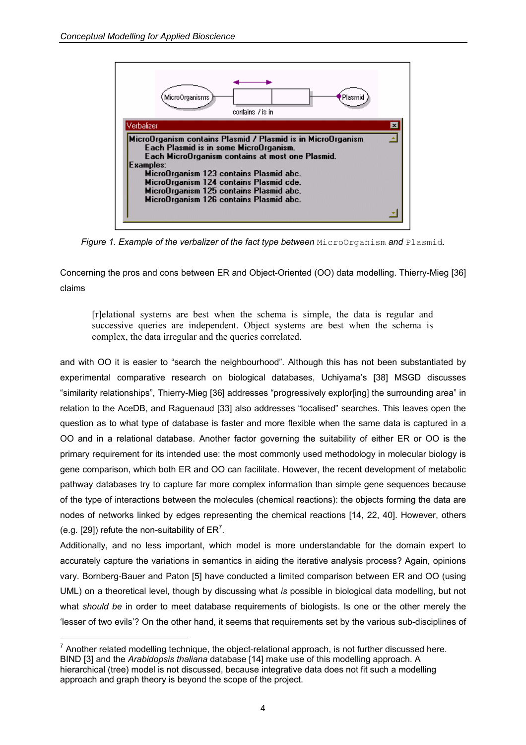*Figure 1. Example of the verbalizer of the fact type between* `MicroOrganism` *and* `Plasmid`*.*

Concerning the pros and cons between ER and Object-Oriented (OO) data modelling. Thierry-Mieg [36] claims

> [r]elational systems are best when the schema is simple, the data is regular and successive queries are independent. Object systems are best when the schema is complex, the data irregular and the queries correlated.

and with OO it is easier to "search the neighbourhood". Although this has not been substantiated by experimental comparative research on biological databases, Uchiyama's [38] MSGD discusses "similarity relationships", Thierry-Mieg [36] addresses "progressively explor[ing] the surrounding area" in relation to the AceDB, and Raguenaud [33] also addresses "localised" searches. This leaves open the question as to what type of database is faster and more flexible when the same data is captured in a OO and in a relational database. Another factor governing the suitability of either ER or OO is the primary requirement for its intended use: the most commonly used methodology in molecular biology is gene comparison, which both ER and OO can facilitate. However, the recent development of metabolic pathway databases try to capture far more complex information than simple gene sequences because of the type of interactions between the molecules (chemical reactions): the objects forming the data are nodes of networks linked by edges representing the chemical reactions [14, 22, 40]. However, others (e.g. [29]) refute the non-suitability of ER[7].

Additionally, and no less important, which model is more understandable for the domain expert to accurately capture the variations in semantics in aiding the iterative analysis process? Again, opinions vary. Bornberg-Bauer and Paton [5] have conducted a limited comparison between ER and OO (using UML) on a theoretical level, though by discussing what *is* possible in biological data modelling, but not what *should be* in order to meet database requirements of biologists. Is one or the other merely the 'lesser of two evils'? On the other hand, it seems that requirements set by the various sub-disciplines of

[7] Another related modelling technique, the object-relational approach, is not further discussed here. BIND [3] and the *Arabidopsis thaliana* database [14] make use of this modelling approach. A hierarchical (tree) model is not discussed, because integrative data does not fit such a modelling approach and graph theory is beyond the scope of the project.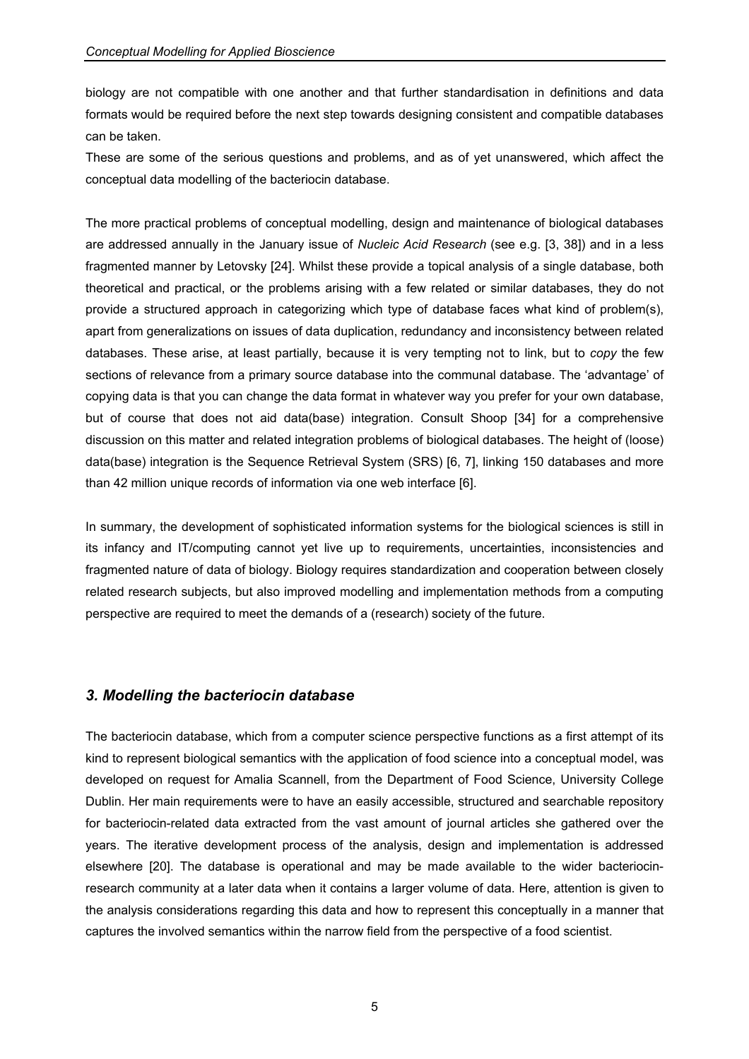biology are not compatible with one another and that further standardisation in definitions and data formats would be required before the next step towards designing consistent and compatible databases can be taken.
These are some of the serious questions and problems, and as of yet unanswered, which affect the conceptual data modelling of the bacteriocin database.

The more practical problems of conceptual modelling, design and maintenance of biological databases are addressed annually in the January issue of *Nucleic Acid Research* (see e.g. [3, 38]) and in a less fragmented manner by Letovsky [24]. Whilst these provide a topical analysis of a single database, both theoretical and practical, or the problems arising with a few related or similar databases, they do not provide a structured approach in categorizing which type of database faces what kind of problem(s), apart from generalizations on issues of data duplication, redundancy and inconsistency between related databases. These arise, at least partially, because it is very tempting not to link, but to *copy* the few sections of relevance from a primary source database into the communal database. The 'advantage' of copying data is that you can change the data format in whatever way you prefer for your own database, but of course that does not aid data(base) integration. Consult Shoop [34] for a comprehensive discussion on this matter and related integration problems of biological databases. The height of (loose) data(base) integration is the Sequence Retrieval System (SRS) [6, 7], linking 150 databases and more than 42 million unique records of information via one web interface [6].

In summary, the development of sophisticated information systems for the biological sciences is still in its infancy and IT/computing cannot yet live up to requirements, uncertainties, inconsistencies and fragmented nature of data of biology. Biology requires standardization and cooperation between closely related research subjects, but also improved modelling and implementation methods from a computing perspective are required to meet the demands of a (research) society of the future.

## *3. Modelling the bacteriocin database*

The bacteriocin database, which from a computer science perspective functions as a first attempt of its kind to represent biological semantics with the application of food science into a conceptual model, was developed on request for Amalia Scannell, from the Department of Food Science, University College Dublin. Her main requirements were to have an easily accessible, structured and searchable repository for bacteriocin-related data extracted from the vast amount of journal articles she gathered over the years. The iterative development process of the analysis, design and implementation is addressed elsewhere [20]. The database is operational and may be made available to the wider bacteriocin-research community at a later data when it contains a larger volume of data. Here, attention is given to the analysis considerations regarding this data and how to represent this conceptually in a manner that captures the involved semantics within the narrow field from the perspective of a food scientist.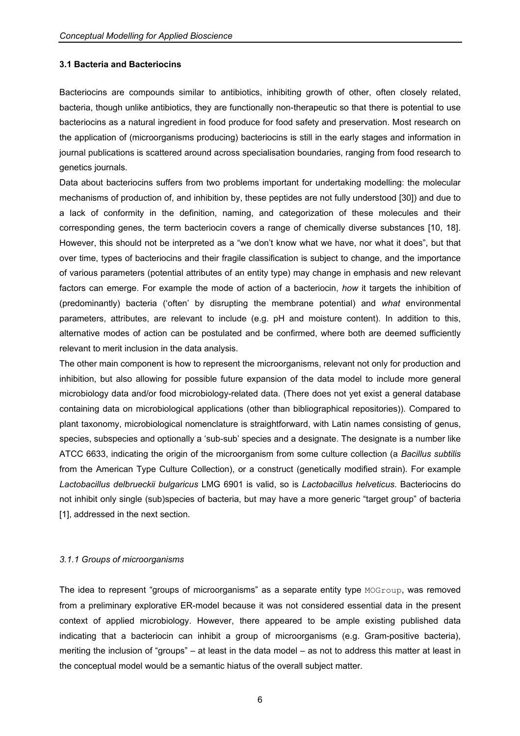### 3.1 Bacteria and Bacteriocins

Bacteriocins are compounds similar to antibiotics, inhibiting growth of other, often closely related, bacteria, though unlike antibiotics, they are functionally non-therapeutic so that there is potential to use bacteriocins as a natural ingredient in food produce for food safety and preservation. Most research on the application of (microorganisms producing) bacteriocins is still in the early stages and information in journal publications is scattered around across specialisation boundaries, ranging from food research to genetics journals.

Data about bacteriocins suffers from two problems important for undertaking modelling: the molecular mechanisms of production of, and inhibition by, these peptides are not fully understood [30]) and due to a lack of conformity in the definition, naming, and categorization of these molecules and their corresponding genes, the term bacteriocin covers a range of chemically diverse substances [10, 18]. However, this should not be interpreted as a "we don't know what we have, nor what it does", but that over time, types of bacteriocins and their fragile classification is subject to change, and the importance of various parameters (potential attributes of an entity type) may change in emphasis and new relevant factors can emerge. For example the mode of action of a bacteriocin, *how* it targets the inhibition of (predominantly) bacteria ('often' by disrupting the membrane potential) and *what* environmental parameters, attributes, are relevant to include (e.g. pH and moisture content). In addition to this, alternative modes of action can be postulated and be confirmed, where both are deemed sufficiently relevant to merit inclusion in the data analysis.

The other main component is how to represent the microorganisms, relevant not only for production and inhibition, but also allowing for possible future expansion of the data model to include more general microbiology data and/or food microbiology-related data. (There does not yet exist a general database containing data on microbiological applications (other than bibliographical repositories)). Compared to plant taxonomy, microbiological nomenclature is straightforward, with Latin names consisting of genus, species, subspecies and optionally a 'sub-sub' species and a designate. The designate is a number like ATCC 6633, indicating the origin of the microorganism from some culture collection (a *Bacillus subtilis* from the American Type Culture Collection), or a construct (genetically modified strain). For example *Lactobacillus delbrueckii bulgaricus* LMG 6901 is valid, so is *Lactobacillus helveticus*. Bacteriocins do not inhibit only single (sub)species of bacteria, but may have a more generic "target group" of bacteria [1], addressed in the next section.

#### *3.1.1 Groups of microorganisms*

The idea to represent "groups of microorganisms" as a separate entity type `MOGroup`, was removed from a preliminary explorative ER-model because it was not considered essential data in the present context of applied microbiology. However, there appeared to be ample existing published data indicating that a bacteriocin can inhibit a group of microorganisms (e.g. Gram-positive bacteria), meriting the inclusion of "groups" – at least in the data model – as not to address this matter at least in the conceptual model would be a semantic hiatus of the overall subject matter.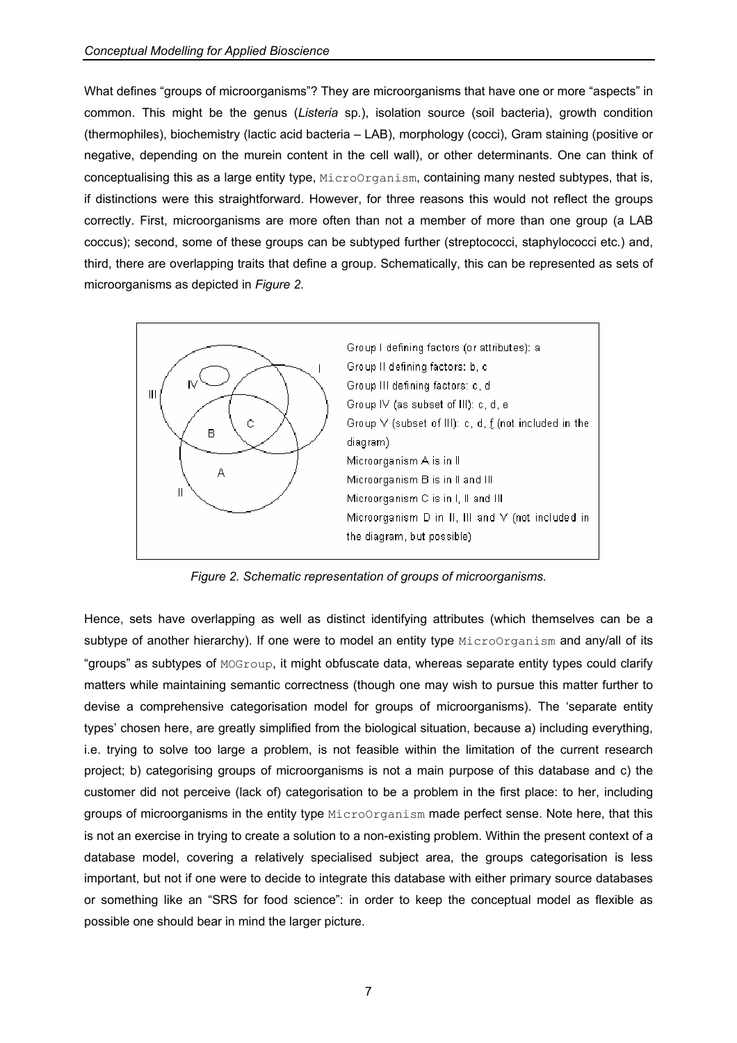What defines "groups of microorganisms"? They are microorganisms that have one or more "aspects" in common. This might be the genus (*Listeria* sp.), isolation source (soil bacteria), growth condition (thermophiles), biochemistry (lactic acid bacteria – LAB), morphology (cocci), Gram staining (positive or negative, depending on the murein content in the cell wall), or other determinants. One can think of conceptualising this as a large entity type, `MicroOrganism`, containing many nested subtypes, that is, if distinctions were this straightforward. However, for three reasons this would not reflect the groups correctly. First, microorganisms are more often than not a member of more than one group (a LAB coccus); second, some of these groups can be subtyped further (streptococci, staphylococci etc.) and, third, there are overlapping traits that define a group. Schematically, this can be represented as sets of microorganisms as depicted in *Figure 2*.

Group I defining factors (or attributes): a
Group II defining factors: b, c
Group III defining factors: c, d
Group IV (as subset of III): c, d, e
Group V (subset of III): c, d, f (not included in the diagram)
Microorganism A is in II
Microorganism B is in II and III
Microorganism C is in I, II and III
Microorganism D in II, III and V (not included in the diagram, but possible)

*Figure 2. Schematic representation of groups of microorganisms.*

Hence, sets have overlapping as well as distinct identifying attributes (which themselves can be a subtype of another hierarchy). If one were to model an entity type `MicroOrganism` and any/all of its "groups" as subtypes of `MOGroup`, it might obfuscate data, whereas separate entity types could clarify matters while maintaining semantic correctness (though one may wish to pursue this matter further to devise a comprehensive categorisation model for groups of microorganisms). The 'separate entity types' chosen here, are greatly simplified from the biological situation, because a) including everything, i.e. trying to solve too large a problem, is not feasible within the limitation of the current research project; b) categorising groups of microorganisms is not a main purpose of this database and c) the customer did not perceive (lack of) categorisation to be a problem in the first place: to her, including groups of microorganisms in the entity type `MicroOrganism` made perfect sense. Note here, that this is not an exercise in trying to create a solution to a non-existing problem. Within the present context of a database model, covering a relatively specialised subject area, the groups categorisation is less important, but not if one were to decide to integrate this database with either primary source databases or something like an "SRS for food science": in order to keep the conceptual model as flexible as possible one should bear in mind the larger picture.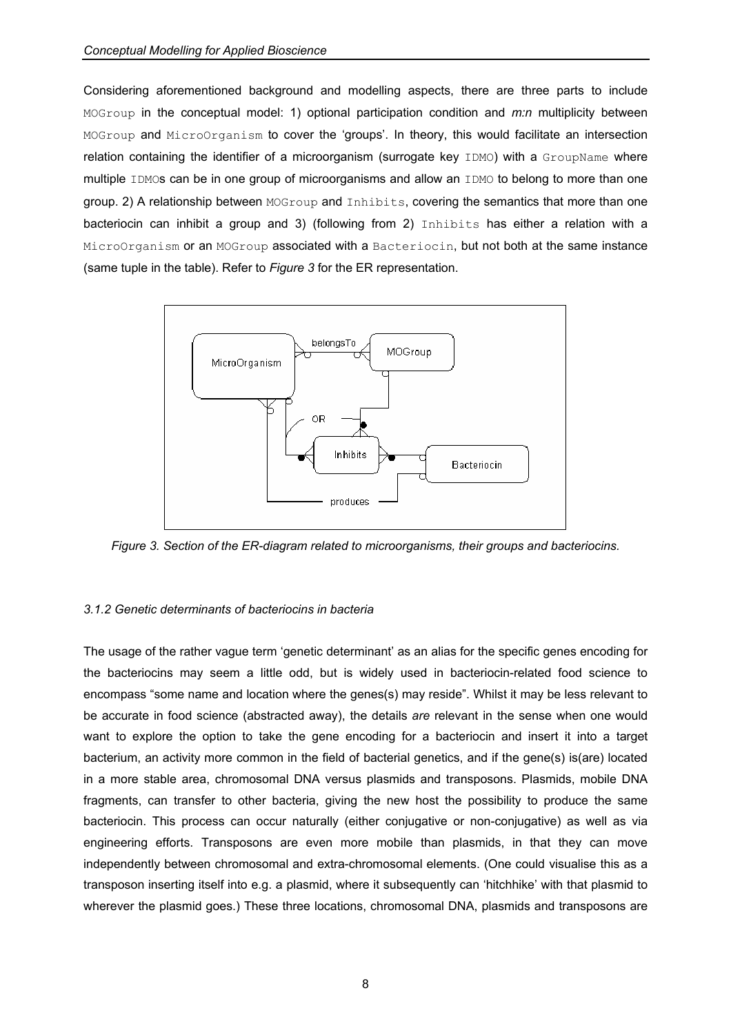Considering aforementioned background and modelling aspects, there are three parts to include MOGroup in the conceptual model: 1) optional participation condition and *m:n* multiplicity between MOGroup and MicroOrganism to cover the 'groups'. In theory, this would facilitate an intersection relation containing the identifier of a microorganism (surrogate key IDMO) with a GroupName where multiple IDMOs can be in one group of microorganisms and allow an IDMO to belong to more than one group. 2) A relationship between MOGroup and Inhibits, covering the semantics that more than one bacteriocin can inhibit a group and 3) (following from 2) Inhibits has either a relation with a MicroOrganism or an MOGroup associated with a Bacteriocin, but not both at the same instance (same tuple in the table). Refer to *Figure 3* for the ER representation.

*Figure 3. Section of the ER-diagram related to microorganisms, their groups and bacteriocins.*

### *3.1.2 Genetic determinants of bacteriocins in bacteria*

The usage of the rather vague term 'genetic determinant' as an alias for the specific genes encoding for the bacteriocins may seem a little odd, but is widely used in bacteriocin-related food science to encompass "some name and location where the genes(s) may reside". Whilst it may be less relevant to be accurate in food science (abstracted away), the details *are* relevant in the sense when one would want to explore the option to take the gene encoding for a bacteriocin and insert it into a target bacterium, an activity more common in the field of bacterial genetics, and if the gene(s) is(are) located in a more stable area, chromosomal DNA versus plasmids and transposons. Plasmids, mobile DNA fragments, can transfer to other bacteria, giving the new host the possibility to produce the same bacteriocin. This process can occur naturally (either conjugative or non-conjugative) as well as via engineering efforts. Transposons are even more mobile than plasmids, in that they can move independently between chromosomal and extra-chromosomal elements. (One could visualise this as a transposon inserting itself into e.g. a plasmid, where it subsequently can 'hitchhike' with that plasmid to wherever the plasmid goes.) These three locations, chromosomal DNA, plasmids and transposons are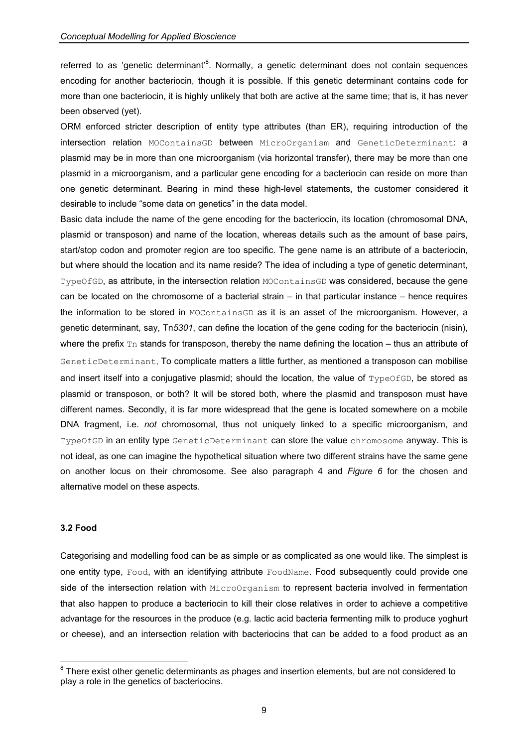referred to as 'genetic determinant'[8]. Normally, a genetic determinant does not contain sequences encoding for another bacteriocin, though it is possible. If this genetic determinant contains code for more than one bacteriocin, it is highly unlikely that both are active at the same time; that is, it has never been observed (yet).

ORM enforced stricter description of entity type attributes (than ER), requiring introduction of the intersection relation `MOContainsGD` between `MicroOrganism` and `GeneticDeterminant`: a plasmid may be in more than one microorganism (via horizontal transfer), there may be more than one plasmid in a microorganism, and a particular gene encoding for a bacteriocin can reside on more than one genetic determinant. Bearing in mind these high-level statements, the customer considered it desirable to include "some data on genetics" in the data model.

Basic data include the name of the gene encoding for the bacteriocin, its location (chromosomal DNA, plasmid or transposon) and name of the location, whereas details such as the amount of base pairs, start/stop codon and promoter region are too specific. The gene name is an attribute of a bacteriocin, but where should the location and its name reside? The idea of including a type of genetic determinant, `TypeOfGD`, as attribute, in the intersection relation `MOContainsGD` was considered, because the gene can be located on the chromosome of a bacterial strain – in that particular instance – hence requires the information to be stored in `MOContainsGD` as it is an asset of the microorganism. However, a genetic determinant, say, Tn*5301*, can define the location of the gene coding for the bacteriocin (nisin), where the prefix `Tn` stands for transposon, thereby the name defining the location – thus an attribute of `GeneticDeterminant`. To complicate matters a little further, as mentioned a transposon can mobilise and insert itself into a conjugative plasmid; should the location, the value of `TypeOfGD`, be stored as plasmid or transposon, or both? It will be stored both, where the plasmid and transposon must have different names. Secondly, it is far more widespread that the gene is located somewhere on a mobile DNA fragment, i.e. *not* chromosomal, thus not uniquely linked to a specific microorganism, and `TypeOfGD` in an entity type `GeneticDeterminant` can store the value `chromosome` anyway. This is not ideal, as one can imagine the hypothetical situation where two different strains have the same gene on another locus on their chromosome. See also paragraph 4 and *Figure 6* for the chosen and alternative model on these aspects.

### 3.2 Food

Categorising and modelling food can be as simple or as complicated as one would like. The simplest is one entity type, `Food`, with an identifying attribute `FoodName`. Food subsequently could provide one side of the intersection relation with `MicroOrganism` to represent bacteria involved in fermentation that also happen to produce a bacteriocin to kill their close relatives in order to achieve a competitive advantage for the resources in the produce (e.g. lactic acid bacteria fermenting milk to produce yoghurt or cheese), and an intersection relation with bacteriocins that can be added to a food product as an

---

[8] There exist other genetic determinants as phages and insertion elements, but are not considered to play a role in the genetics of bacteriocins.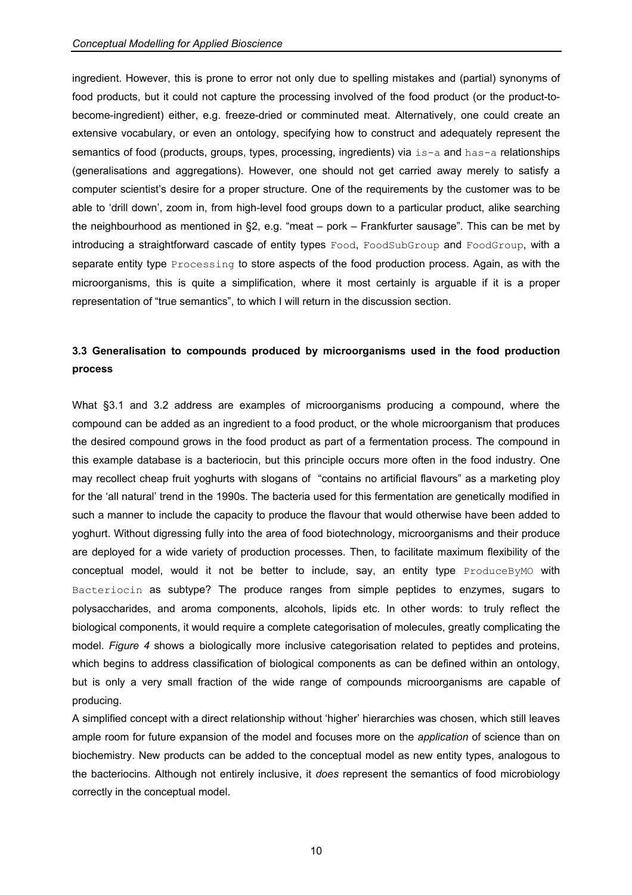ingredient. However, this is prone to error not only due to spelling mistakes and (partial) synonyms of food products, but it could not capture the processing involved of the food product (or the product-to-become-ingredient) either, e.g. freeze-dried or comminuted meat. Alternatively, one could create an extensive vocabulary, or even an ontology, specifying how to construct and adequately represent the semantics of food (products, groups, types, processing, ingredients) via `is-a` and `has-a` relationships (generalisations and aggregations). However, one should not get carried away merely to satisfy a computer scientist's desire for a proper structure. One of the requirements by the customer was to be able to 'drill down', zoom in, from high-level food groups down to a particular product, alike searching the neighbourhood as mentioned in §2, e.g. "meat – pork – Frankfurter sausage". This can be met by introducing a straightforward cascade of entity types `Food`, `FoodSubGroup` and `FoodGroup`, with a separate entity type `Processing` to store aspects of the food production process. Again, as with the microorganisms, this is quite a simplification, where it most certainly is arguable if it is a proper representation of "true semantics", to which I will return in the discussion section.

### 3.3 Generalisation to compounds produced by microorganisms used in the food production process

What §3.1 and 3.2 address are examples of microorganisms producing a compound, where the compound can be added as an ingredient to a food product, or the whole microorganism that produces the desired compound grows in the food product as part of a fermentation process. The compound in this example database is a bacteriocin, but this principle occurs more often in the food industry. One may recollect cheap fruit yoghurts with slogans of "contains no artificial flavours" as a marketing ploy for the 'all natural' trend in the 1990s. The bacteria used for this fermentation are genetically modified in such a manner to include the capacity to produce the flavour that would otherwise have been added to yoghurt. Without digressing fully into the area of food biotechnology, microorganisms and their produce are deployed for a wide variety of production processes. Then, to facilitate maximum flexibility of the conceptual model, would it not be better to include, say, an entity type `ProduceByMO` with `Bacteriocin` as subtype? The produce ranges from simple peptides to enzymes, sugars to polysaccharides, and aroma components, alcohols, lipids etc. In other words: to truly reflect the biological components, it would require a complete categorisation of molecules, greatly complicating the model. *Figure 4* shows a biologically more inclusive categorisation related to peptides and proteins, which begins to address classification of biological components as can be defined within an ontology, but is only a very small fraction of the wide range of compounds microorganisms are capable of producing.

A simplified concept with a direct relationship without 'higher' hierarchies was chosen, which still leaves ample room for future expansion of the model and focuses more on the *application* of science than on biochemistry. New products can be added to the conceptual model as new entity types, analogous to the bacteriocins. Although not entirely inclusive, it *does* represent the semantics of food microbiology correctly in the conceptual model.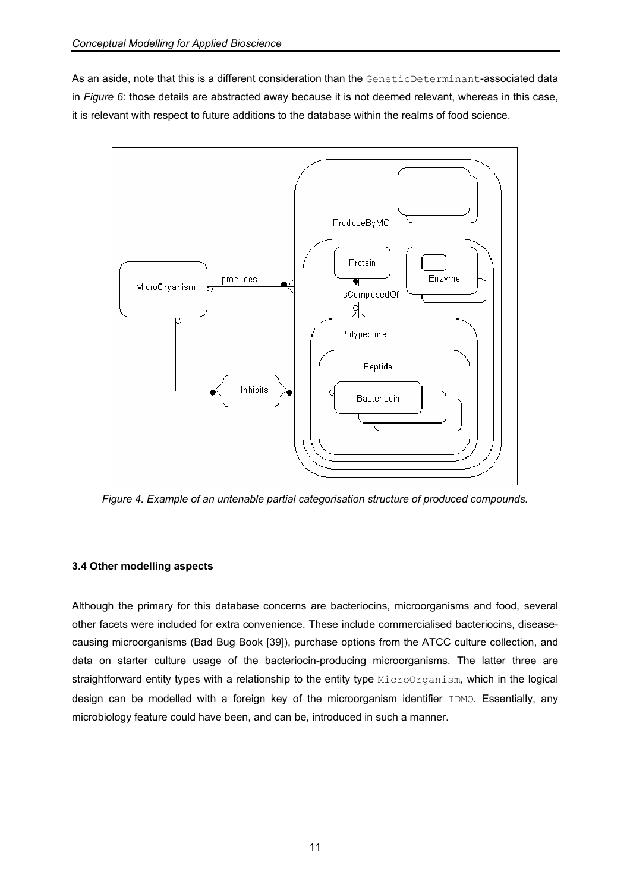As an aside, note that this is a different consideration than the GeneticDeterminant-associated data in *Figure 6*: those details are abstracted away because it is not deemed relevant, whereas in this case, it is relevant with respect to future additions to the database within the realms of food science.

*Figure 4. Example of an untenable partial categorisation structure of produced compounds.*

### 3.4 Other modelling aspects

Although the primary for this database concerns are bacteriocins, microorganisms and food, several other facets were included for extra convenience. These include commercialised bacteriocins, disease-causing microorganisms (Bad Bug Book [39]), purchase options from the ATCC culture collection, and data on starter culture usage of the bacteriocin-producing microorganisms. The latter three are straightforward entity types with a relationship to the entity type MicroOrganism, which in the logical design can be modelled with a foreign key of the microorganism identifier IDMO. Essentially, any microbiology feature could have been, and can be, introduced in such a manner.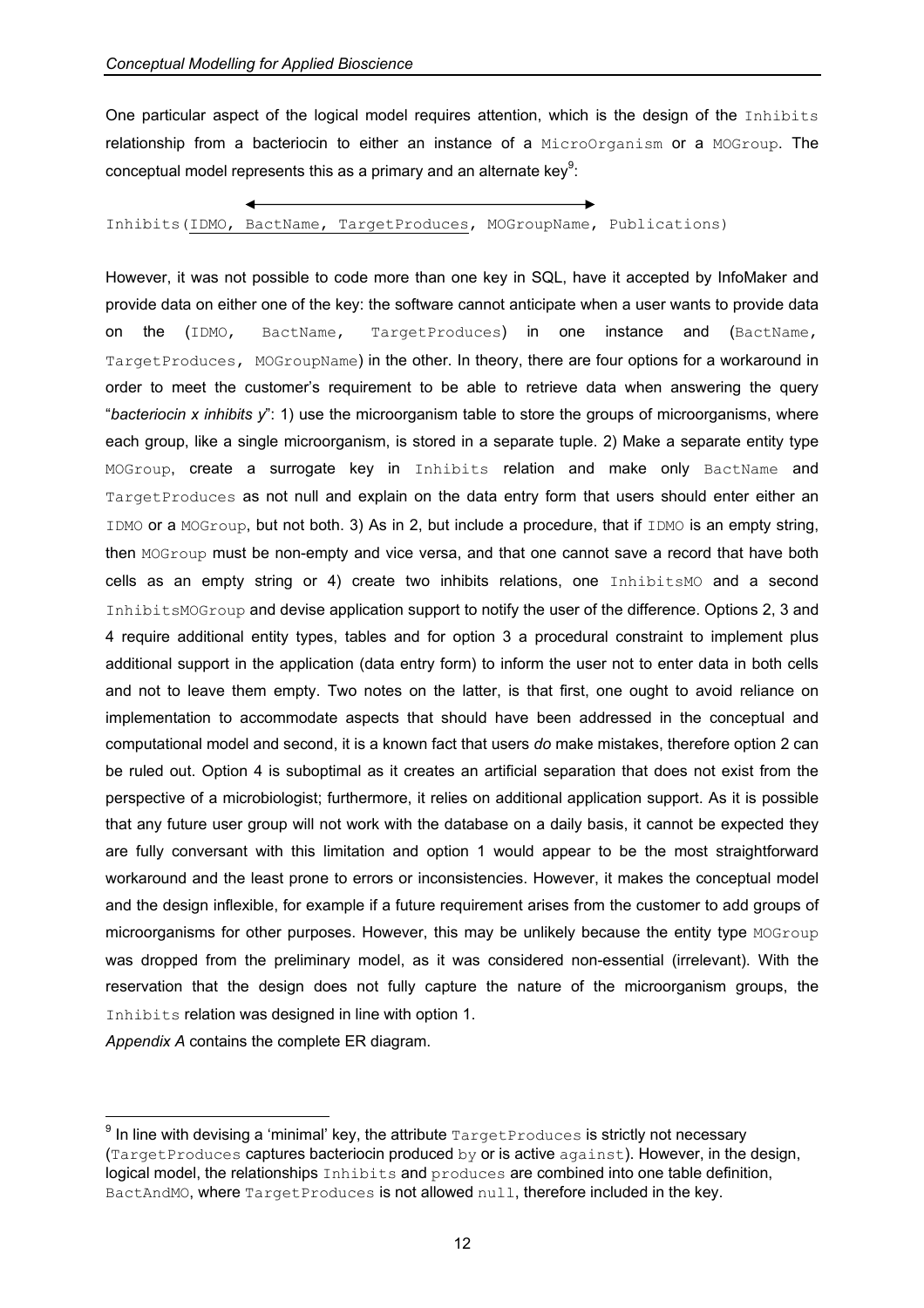One particular aspect of the logical model requires attention, which is the design of the `Inhibits` relationship from a bacteriocin to either an instance of a `MicroOrganism` or a `MOGroup`. The conceptual model represents this as a primary and an alternate key[9]:

```
Inhibits(IDMO, BactName, TargetProduces, MOGroupName, Publications)
```

However, it was not possible to code more than one key in SQL, have it accepted by InfoMaker and provide data on either one of the key: the software cannot anticipate when a user wants to provide data on the (`IDMO`, `BactName`, `TargetProduces`) in one instance and (`BactName`, `TargetProduces`, `MOGroupName`) in the other. In theory, there are four options for a workaround in order to meet the customer's requirement to be able to retrieve data when answering the query "*bacteriocin x inhibits y*": 1) use the microorganism table to store the groups of microorganisms, where each group, like a single microorganism, is stored in a separate tuple. 2) Make a separate entity type `MOGroup`, create a surrogate key in `Inhibits` relation and make only `BactName` and `TargetProduces` as not null and explain on the data entry form that users should enter either an `IDMO` or a `MOGroup`, but not both. 3) As in 2, but include a procedure, that if `IDMO` is an empty string, then `MOGroup` must be non-empty and vice versa, and that one cannot save a record that have both cells as an empty string or 4) create two inhibits relations, one `InhibitsMO` and a second `InhibitsMOGroup` and devise application support to notify the user of the difference. Options 2, 3 and 4 require additional entity types, tables and for option 3 a procedural constraint to implement plus additional support in the application (data entry form) to inform the user not to enter data in both cells and not to leave them empty. Two notes on the latter, is that first, one ought to avoid reliance on implementation to accommodate aspects that should have been addressed in the conceptual and computational model and second, it is a known fact that users *do* make mistakes, therefore option 2 can be ruled out. Option 4 is suboptimal as it creates an artificial separation that does not exist from the perspective of a microbiologist; furthermore, it relies on additional application support. As it is possible that any future user group will not work with the database on a daily basis, it cannot be expected they are fully conversant with this limitation and option 1 would appear to be the most straightforward workaround and the least prone to errors or inconsistencies. However, it makes the conceptual model and the design inflexible, for example if a future requirement arises from the customer to add groups of microorganisms for other purposes. However, this may be unlikely because the entity type `MOGroup` was dropped from the preliminary model, as it was considered non-essential (irrelevant). With the reservation that the design does not fully capture the nature of the microorganism groups, the `Inhibits` relation was designed in line with option 1.

*Appendix A* contains the complete ER diagram.

---

[9] In line with devising a 'minimal' key, the attribute `TargetProduces` is strictly not necessary (`TargetProduces` captures bacteriocin produced `by` or is active `against`). However, in the design, logical model, the relationships `Inhibits` and `produces` are combined into one table definition, `BactAndMO`, where `TargetProduces` is not allowed `null`, therefore included in the key.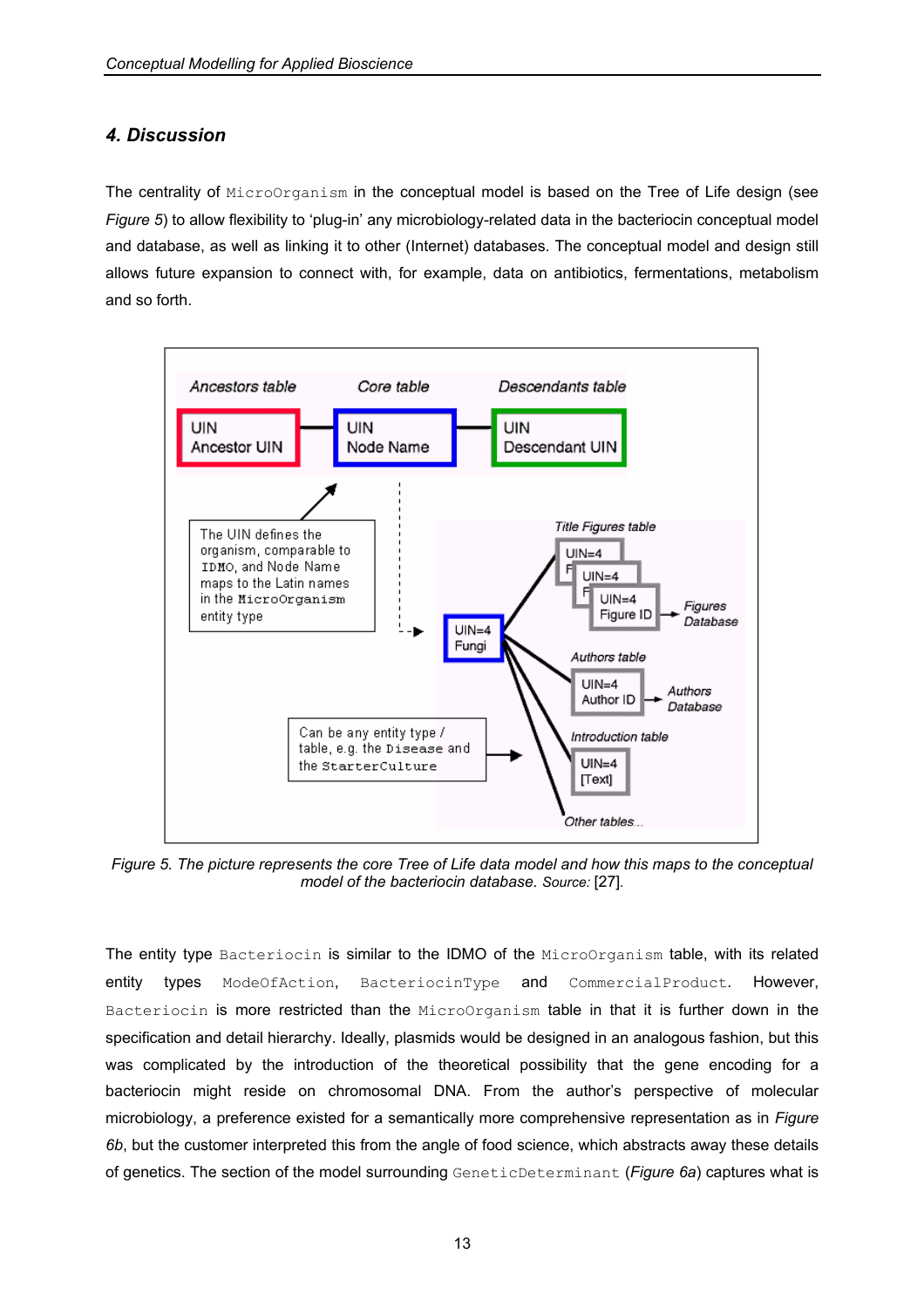## 4. Discussion

The centrality of `MicroOrganism` in the conceptual model is based on the Tree of Life design (see *Figure 5*) to allow flexibility to 'plug-in' any microbiology-related data in the bacteriocin conceptual model and database, as well as linking it to other (Internet) databases. The conceptual model and design still allows future expansion to connect with, for example, data on antibiotics, fermentations, metabolism and so forth.

*Figure 5. The picture represents the core Tree of Life data model and how this maps to the conceptual model of the bacteriocin database. Source:* [27].

The entity type `Bacteriocin` is similar to the IDMO of the `MicroOrganism` table, with its related entity types `ModeOfAction`, `BacteriocinType` and `CommercialProduct`. However, `Bacteriocin` is more restricted than the `MicroOrganism` table in that it is further down in the specification and detail hierarchy. Ideally, plasmids would be designed in an analogous fashion, but this was complicated by the introduction of the theoretical possibility that the gene encoding for a bacteriocin might reside on chromosomal DNA. From the author's perspective of molecular microbiology, a preference existed for a semantically more comprehensive representation as in *Figure 6b*, but the customer interpreted this from the angle of food science, which abstracts away these details of genetics. The section of the model surrounding `GeneticDeterminant` (*Figure 6a*) captures what is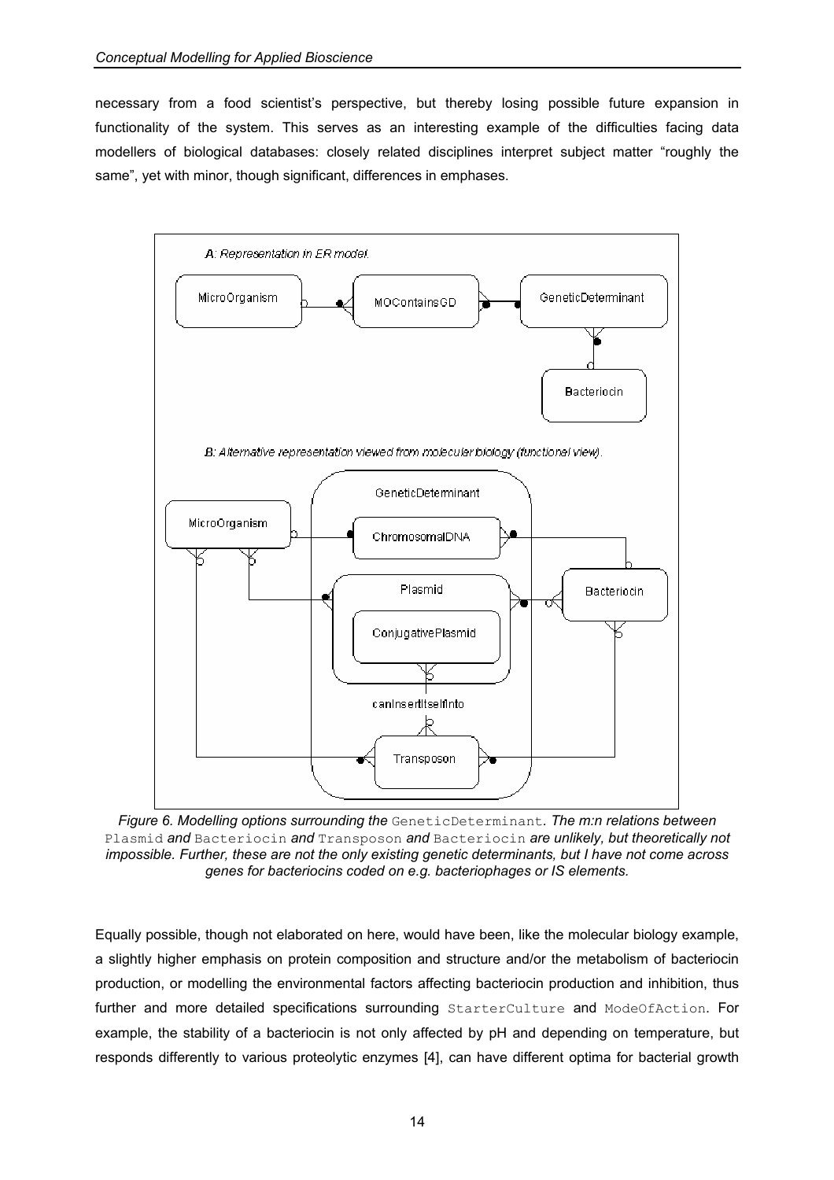necessary from a food scientist's perspective, but thereby losing possible future expansion in functionality of the system. This serves as an interesting example of the difficulties facing data modellers of biological databases: closely related disciplines interpret subject matter "roughly the same", yet with minor, though significant, differences in emphases.

*Figure 6. Modelling options surrounding the* `GeneticDeterminant`*. The m:n relations between* `Plasmid` *and* `Bacteriocin` *and* `Transposon` *and* `Bacteriocin` *are unlikely, but theoretically not impossible. Further, these are not the only existing genetic determinants, but I have not come across genes for bacteriocins coded on e.g. bacteriophages or IS elements.*

Equally possible, though not elaborated on here, would have been, like the molecular biology example, a slightly higher emphasis on protein composition and structure and/or the metabolism of bacteriocin production, or modelling the environmental factors affecting bacteriocin production and inhibition, thus further and more detailed specifications surrounding `StarterCulture` and `ModeOfAction`. For example, the stability of a bacteriocin is not only affected by pH and depending on temperature, but responds differently to various proteolytic enzymes [4], can have different optima for bacterial growth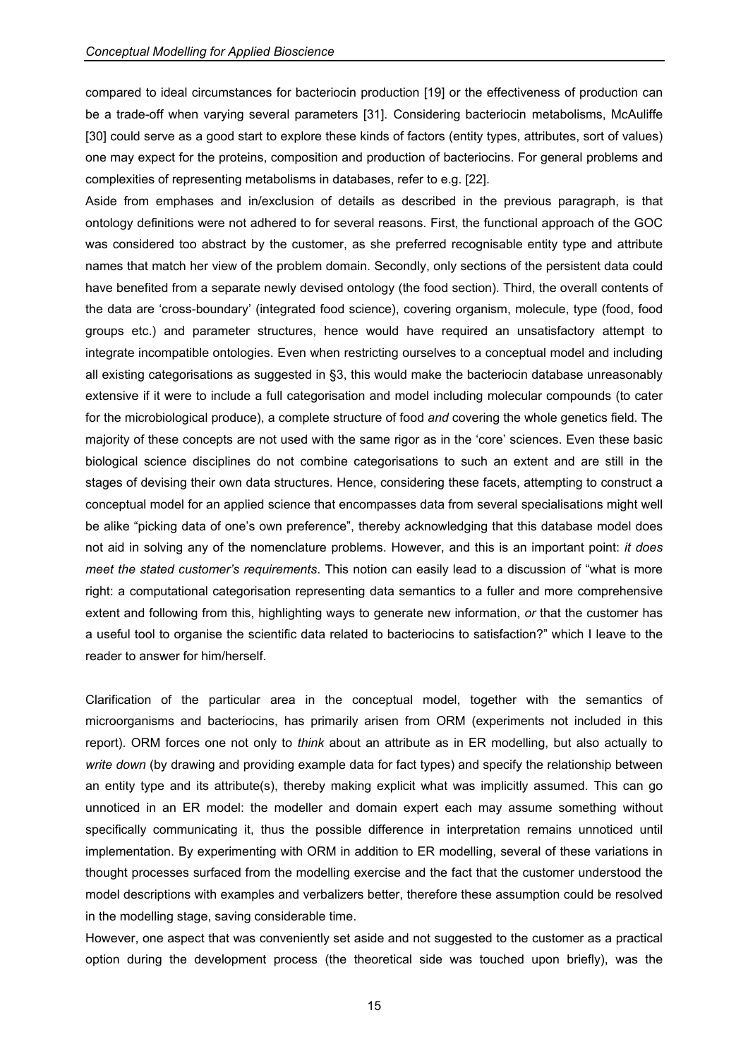compared to ideal circumstances for bacteriocin production [19] or the effectiveness of production can be a trade-off when varying several parameters [31]. Considering bacteriocin metabolisms, McAuliffe [30] could serve as a good start to explore these kinds of factors (entity types, attributes, sort of values) one may expect for the proteins, composition and production of bacteriocins. For general problems and complexities of representing metabolisms in databases, refer to e.g. [22].

Aside from emphases and in/exclusion of details as described in the previous paragraph, is that ontology definitions were not adhered to for several reasons. First, the functional approach of the GOC was considered too abstract by the customer, as she preferred recognisable entity type and attribute names that match her view of the problem domain. Secondly, only sections of the persistent data could have benefited from a separate newly devised ontology (the food section). Third, the overall contents of the data are 'cross-boundary' (integrated food science), covering organism, molecule, type (food, food groups etc.) and parameter structures, hence would have required an unsatisfactory attempt to integrate incompatible ontologies. Even when restricting ourselves to a conceptual model and including all existing categorisations as suggested in §3, this would make the bacteriocin database unreasonably extensive if it were to include a full categorisation and model including molecular compounds (to cater for the microbiological produce), a complete structure of food *and* covering the whole genetics field. The majority of these concepts are not used with the same rigor as in the 'core' sciences. Even these basic biological science disciplines do not combine categorisations to such an extent and are still in the stages of devising their own data structures. Hence, considering these facets, attempting to construct a conceptual model for an applied science that encompasses data from several specialisations might well be alike "picking data of one's own preference", thereby acknowledging that this database model does not aid in solving any of the nomenclature problems. However, and this is an important point: *it does meet the stated customer's requirements*. This notion can easily lead to a discussion of "what is more right: a computational categorisation representing data semantics to a fuller and more comprehensive extent and following from this, highlighting ways to generate new information, *or* that the customer has a useful tool to organise the scientific data related to bacteriocins to satisfaction?" which I leave to the reader to answer for him/herself.

Clarification of the particular area in the conceptual model, together with the semantics of microorganisms and bacteriocins, has primarily arisen from ORM (experiments not included in this report). ORM forces one not only to *think* about an attribute as in ER modelling, but also actually to *write down* (by drawing and providing example data for fact types) and specify the relationship between an entity type and its attribute(s), thereby making explicit what was implicitly assumed. This can go unnoticed in an ER model: the modeller and domain expert each may assume something without specifically communicating it, thus the possible difference in interpretation remains unnoticed until implementation. By experimenting with ORM in addition to ER modelling, several of these variations in thought processes surfaced from the modelling exercise and the fact that the customer understood the model descriptions with examples and verbalizers better, therefore these assumption could be resolved in the modelling stage, saving considerable time.

However, one aspect that was conveniently set aside and not suggested to the customer as a practical option during the development process (the theoretical side was touched upon briefly), was the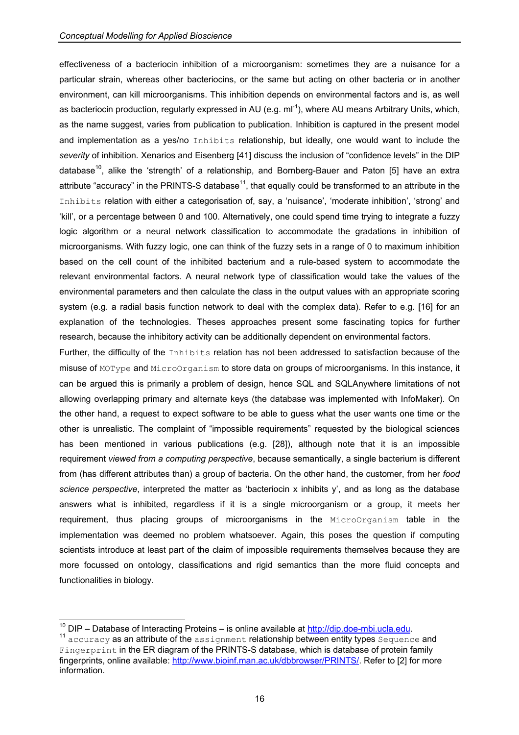effectiveness of a bacteriocin inhibition of a microorganism: sometimes they are a nuisance for a particular strain, whereas other bacteriocins, or the same but acting on other bacteria or in another environment, can kill microorganisms. This inhibition depends on environmental factors and is, as well as bacteriocin production, regularly expressed in AU (e.g. $ml^{-1}$), where AU means Arbitrary Units, which, as the name suggest, varies from publication to publication. Inhibition is captured in the present model and implementation as a yes/no `Inhibits` relationship, but ideally, one would want to include the *severity* of inhibition. Xenarios and Eisenberg [41] discuss the inclusion of "confidence levels" in the DIP database[10], alike the 'strength' of a relationship, and Bornberg-Bauer and Paton [5] have an extra attribute "accuracy" in the PRINTS-S database[11], that equally could be transformed to an attribute in the `Inhibits` relation with either a categorisation of, say, a 'nuisance', 'moderate inhibition', 'strong' and 'kill', or a percentage between 0 and 100. Alternatively, one could spend time trying to integrate a fuzzy logic algorithm or a neural network classification to accommodate the gradations in inhibition of microorganisms. With fuzzy logic, one can think of the fuzzy sets in a range of 0 to maximum inhibition based on the cell count of the inhibited bacterium and a rule-based system to accommodate the relevant environmental factors. A neural network type of classification would take the values of the environmental parameters and then calculate the class in the output values with an appropriate scoring system (e.g. a radial basis function network to deal with the complex data). Refer to e.g. [16] for an explanation of the technologies. Theses approaches present some fascinating topics for further research, because the inhibitory activity can be additionally dependent on environmental factors.

Further, the difficulty of the `Inhibits` relation has not been addressed to satisfaction because of the misuse of `MOType` and `MicroOrganism` to store data on groups of microorganisms. In this instance, it can be argued this is primarily a problem of design, hence SQL and SQLAnywhere limitations of not allowing overlapping primary and alternate keys (the database was implemented with InfoMaker). On the other hand, a request to expect software to be able to guess what the user wants one time or the other is unrealistic. The complaint of "impossible requirements" requested by the biological sciences has been mentioned in various publications (e.g. [28]), although note that it is an impossible requirement *viewed from a computing perspective*, because semantically, a single bacterium is different from (has different attributes than) a group of bacteria. On the other hand, the customer, from her *food science perspective*, interpreted the matter as 'bacteriocin x inhibits y', and as long as the database answers what is inhibited, regardless if it is a single microorganism or a group, it meets her requirement, thus placing groups of microorganisms in the `MicroOrganism` table in the implementation was deemed no problem whatsoever. Again, this poses the question if computing scientists introduce at least part of the claim of impossible requirements themselves because they are more focussed on ontology, classifications and rigid semantics than the more fluid concepts and functionalities in biology.

---

[10] DIP – Database of Interacting Proteins – is online available at http://dip.doe-mbi.ucla.edu.

[11] `accuracy` as an attribute of the `assignment` relationship between entity types `Sequence` and `Fingerprint` in the ER diagram of the PRINTS-S database, which is database of protein family fingerprints, online available: http://www.bioinf.man.ac.uk/dbbrowser/PRINTS/. Refer to [2] for more information.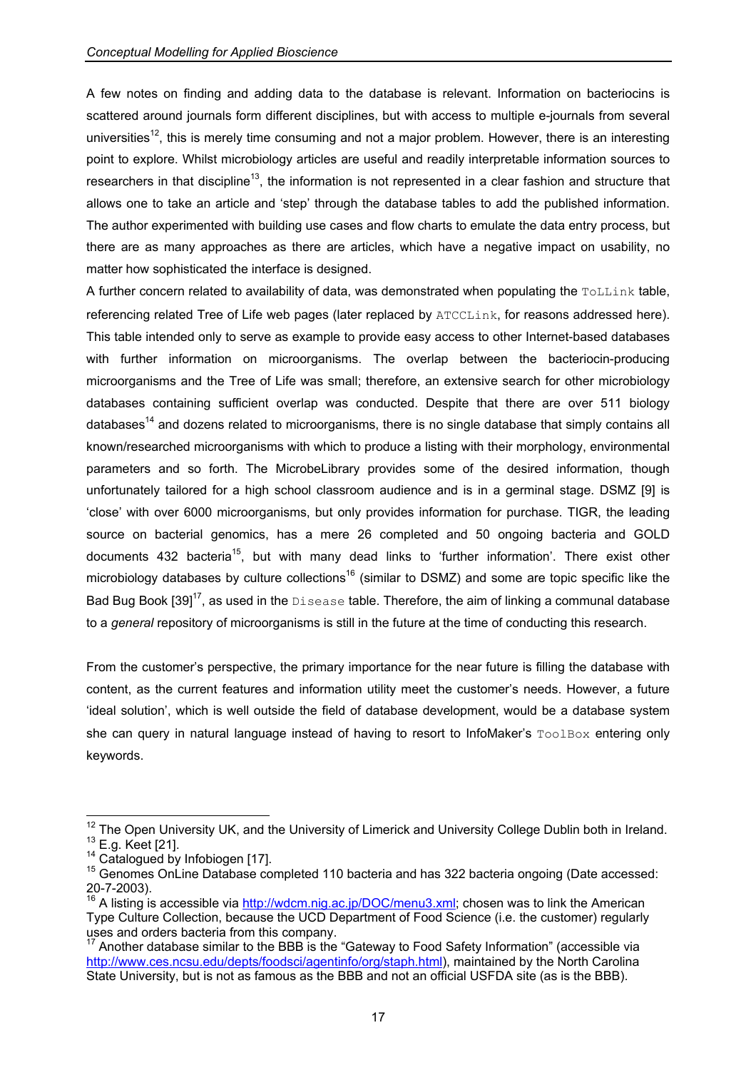A few notes on finding and adding data to the database is relevant. Information on bacteriocins is scattered around journals form different disciplines, but with access to multiple e-journals from several universities[12], this is merely time consuming and not a major problem. However, there is an interesting point to explore. Whilst microbiology articles are useful and readily interpretable information sources to researchers in that discipline[13], the information is not represented in a clear fashion and structure that allows one to take an article and 'step' through the database tables to add the published information. The author experimented with building use cases and flow charts to emulate the data entry process, but there are as many approaches as there are articles, which have a negative impact on usability, no matter how sophisticated the interface is designed.

A further concern related to availability of data, was demonstrated when populating the `ToLLink` table, referencing related Tree of Life web pages (later replaced by `ATCCLink`, for reasons addressed here). This table intended only to serve as example to provide easy access to other Internet-based databases with further information on microorganisms. The overlap between the bacteriocin-producing microorganisms and the Tree of Life was small; therefore, an extensive search for other microbiology databases containing sufficient overlap was conducted. Despite that there are over 511 biology databases[14] and dozens related to microorganisms, there is no single database that simply contains all known/researched microorganisms with which to produce a listing with their morphology, environmental parameters and so forth. The MicrobeLibrary provides some of the desired information, though unfortunately tailored for a high school classroom audience and is in a germinal stage. DSMZ [9] is 'close' with over 6000 microorganisms, but only provides information for purchase. TIGR, the leading source on bacterial genomics, has a mere 26 completed and 50 ongoing bacteria and GOLD documents 432 bacteria[15], but with many dead links to 'further information'. There exist other microbiology databases by culture collections[16] (similar to DSMZ) and some are topic specific like the Bad Bug Book [39][17], as used in the `Disease` table. Therefore, the aim of linking a communal database to a *general* repository of microorganisms is still in the future at the time of conducting this research.

From the customer's perspective, the primary importance for the near future is filling the database with content, as the current features and information utility meet the customer's needs. However, a future 'ideal solution', which is well outside the field of database development, would be a database system she can query in natural language instead of having to resort to InfoMaker's `ToolBox` entering only keywords.

---

[12] The Open University UK, and the University of Limerick and University College Dublin both in Ireland.

[13] E.g. Keet [21].

[14] Catalogued by Infobiogen [17].

[15] Genomes OnLine Database completed 110 bacteria and has 322 bacteria ongoing (Date accessed: 20-7-2003).

[16] A listing is accessible via http://wdcm.nig.ac.jp/DOC/menu3.xml; chosen was to link the American Type Culture Collection, because the UCD Department of Food Science (i.e. the customer) regularly uses and orders bacteria from this company.

[17] Another database similar to the BBB is the "Gateway to Food Safety Information" (accessible via http://www.ces.ncsu.edu/depts/foodsci/agentinfo/org/staph.html), maintained by the North Carolina State University, but is not as famous as the BBB and not an official USFDA site (as is the BBB).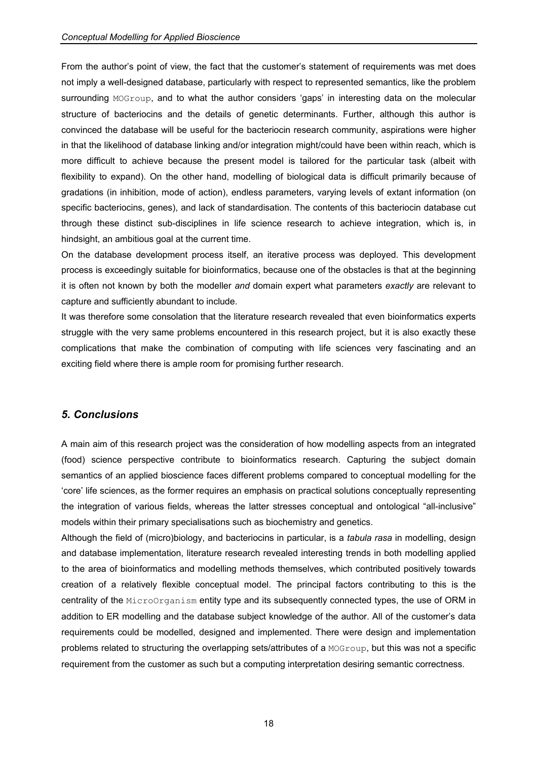From the author's point of view, the fact that the customer's statement of requirements was met does not imply a well-designed database, particularly with respect to represented semantics, like the problem surrounding `MOGroup`, and to what the author considers 'gaps' in interesting data on the molecular structure of bacteriocins and the details of genetic determinants. Further, although this author is convinced the database will be useful for the bacteriocin research community, aspirations were higher in that the likelihood of database linking and/or integration might/could have been within reach, which is more difficult to achieve because the present model is tailored for the particular task (albeit with flexibility to expand). On the other hand, modelling of biological data is difficult primarily because of gradations (in inhibition, mode of action), endless parameters, varying levels of extant information (on specific bacteriocins, genes), and lack of standardisation. The contents of this bacteriocin database cut through these distinct sub-disciplines in life science research to achieve integration, which is, in hindsight, an ambitious goal at the current time.

On the database development process itself, an iterative process was deployed. This development process is exceedingly suitable for bioinformatics, because one of the obstacles is that at the beginning it is often not known by both the modeller *and* domain expert what parameters *exactly* are relevant to capture and sufficiently abundant to include.

It was therefore some consolation that the literature research revealed that even bioinformatics experts struggle with the very same problems encountered in this research project, but it is also exactly these complications that make the combination of computing with life sciences very fascinating and an exciting field where there is ample room for promising further research.

## *5. Conclusions*

A main aim of this research project was the consideration of how modelling aspects from an integrated (food) science perspective contribute to bioinformatics research. Capturing the subject domain semantics of an applied bioscience faces different problems compared to conceptual modelling for the 'core' life sciences, as the former requires an emphasis on practical solutions conceptually representing the integration of various fields, whereas the latter stresses conceptual and ontological "all-inclusive" models within their primary specialisations such as biochemistry and genetics.

Although the field of (micro)biology, and bacteriocins in particular, is a *tabula rasa* in modelling, design and database implementation, literature research revealed interesting trends in both modelling applied to the area of bioinformatics and modelling methods themselves, which contributed positively towards creation of a relatively flexible conceptual model. The principal factors contributing to this is the centrality of the `MicroOrganism` entity type and its subsequently connected types, the use of ORM in addition to ER modelling and the database subject knowledge of the author. All of the customer's data requirements could be modelled, designed and implemented. There were design and implementation problems related to structuring the overlapping sets/attributes of a `MOGroup`, but this was not a specific requirement from the customer as such but a computing interpretation desiring semantic correctness.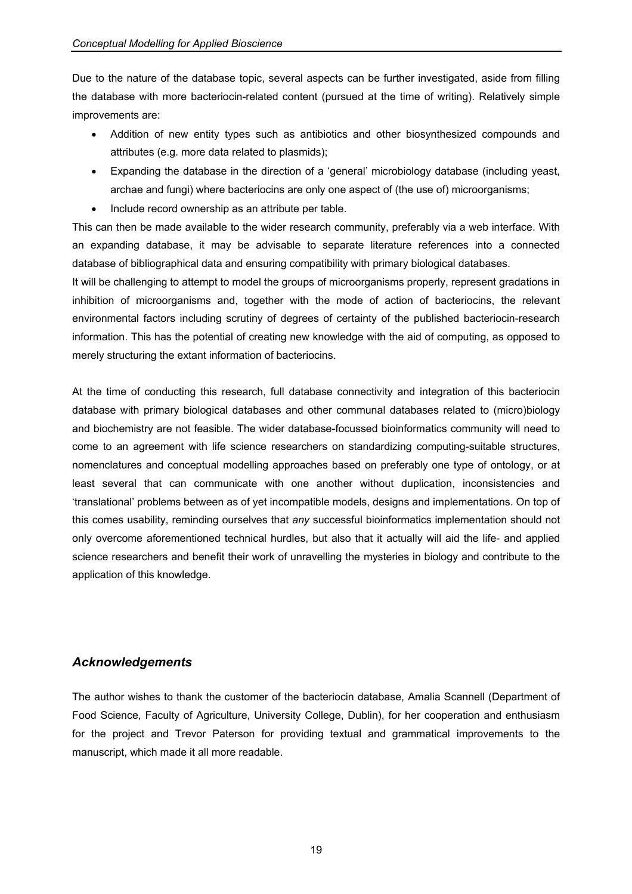Due to the nature of the database topic, several aspects can be further investigated, aside from filling the database with more bacteriocin-related content (pursued at the time of writing). Relatively simple improvements are:

- Addition of new entity types such as antibiotics and other biosynthesized compounds and attributes (e.g. more data related to plasmids);
- Expanding the database in the direction of a 'general' microbiology database (including yeast, archae and fungi) where bacteriocins are only one aspect of (the use of) microorganisms;
- Include record ownership as an attribute per table.

This can then be made available to the wider research community, preferably via a web interface. With an expanding database, it may be advisable to separate literature references into a connected database of bibliographical data and ensuring compatibility with primary biological databases.

It will be challenging to attempt to model the groups of microorganisms properly, represent gradations in inhibition of microorganisms and, together with the mode of action of bacteriocins, the relevant environmental factors including scrutiny of degrees of certainty of the published bacteriocin-research information. This has the potential of creating new knowledge with the aid of computing, as opposed to merely structuring the extant information of bacteriocins.

At the time of conducting this research, full database connectivity and integration of this bacteriocin database with primary biological databases and other communal databases related to (micro)biology and biochemistry are not feasible. The wider database-focussed bioinformatics community will need to come to an agreement with life science researchers on standardizing computing-suitable structures, nomenclatures and conceptual modelling approaches based on preferably one type of ontology, or at least several that can communicate with one another without duplication, inconsistencies and 'translational' problems between as of yet incompatible models, designs and implementations. On top of this comes usability, reminding ourselves that *any* successful bioinformatics implementation should not only overcome aforementioned technical hurdles, but also that it actually will aid the life- and applied science researchers and benefit their work of unravelling the mysteries in biology and contribute to the application of this knowledge.

## *Acknowledgements*

The author wishes to thank the customer of the bacteriocin database, Amalia Scannell (Department of Food Science, Faculty of Agriculture, University College, Dublin), for her cooperation and enthusiasm for the project and Trevor Paterson for providing textual and grammatical improvements to the manuscript, which made it all more readable.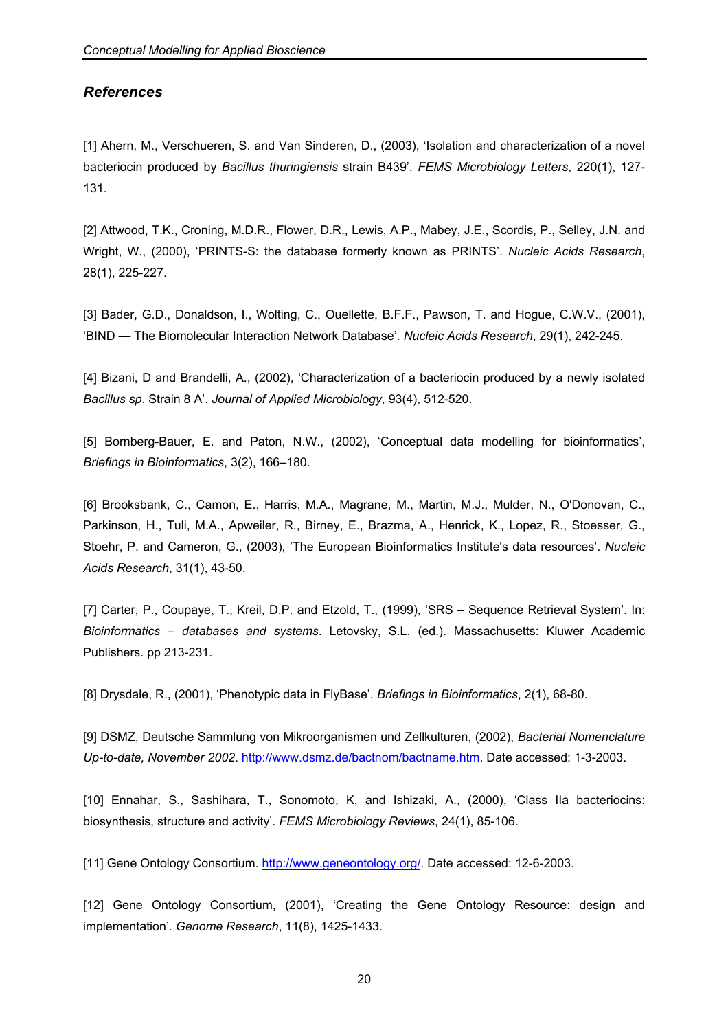## *References*

[1] Ahern, M., Verschueren, S. and Van Sinderen, D., (2003), 'Isolation and characterization of a novel bacteriocin produced by *Bacillus thuringiensis* strain B439'. *FEMS Microbiology Letters*, 220(1), 127-131.

[2] Attwood, T.K., Croning, M.D.R., Flower, D.R., Lewis, A.P., Mabey, J.E., Scordis, P., Selley, J.N. and Wright, W., (2000), 'PRINTS-S: the database formerly known as PRINTS'. *Nucleic Acids Research*, 28(1), 225-227.

[3] Bader, G.D., Donaldson, I., Wolting, C., Ouellette, B.F.F., Pawson, T. and Hogue, C.W.V., (2001), 'BIND — The Biomolecular Interaction Network Database'. *Nucleic Acids Research*, 29(1), 242-245.

[4] Bizani, D and Brandelli, A., (2002), 'Characterization of a bacteriocin produced by a newly isolated *Bacillus sp*. Strain 8 A'. *Journal of Applied Microbiology*, 93(4), 512-520.

[5] Bornberg-Bauer, E. and Paton, N.W., (2002), 'Conceptual data modelling for bioinformatics', *Briefings in Bioinformatics*, 3(2), 166–180.

[6] Brooksbank, C., Camon, E., Harris, M.A., Magrane, M., Martin, M.J., Mulder, N., O'Donovan, C., Parkinson, H., Tuli, M.A., Apweiler, R., Birney, E., Brazma, A., Henrick, K., Lopez, R., Stoesser, G., Stoehr, P. and Cameron, G., (2003), 'The European Bioinformatics Institute's data resources'. *Nucleic Acids Research*, 31(1), 43-50.

[7] Carter, P., Coupaye, T., Kreil, D.P. and Etzold, T., (1999), 'SRS – Sequence Retrieval System'. In: *Bioinformatics – databases and systems*. Letovsky, S.L. (ed.). Massachusetts: Kluwer Academic Publishers. pp 213-231.

[8] Drysdale, R., (2001), 'Phenotypic data in FlyBase'. *Briefings in Bioinformatics*, 2(1), 68-80.

[9] DSMZ, Deutsche Sammlung von Mikroorganismen und Zellkulturen, (2002), *Bacterial Nomenclature Up-to-date, November 2002*. http://www.dsmz.de/bactnom/bactname.htm. Date accessed: 1-3-2003.

[10] Ennahar, S., Sashihara, T., Sonomoto, K, and Ishizaki, A., (2000), 'Class IIa bacteriocins: biosynthesis, structure and activity'. *FEMS Microbiology Reviews*, 24(1), 85-106.

[11] Gene Ontology Consortium. http://www.geneontology.org/. Date accessed: 12-6-2003.

[12] Gene Ontology Consortium, (2001), 'Creating the Gene Ontology Resource: design and implementation'. *Genome Research*, 11(8), 1425-1433.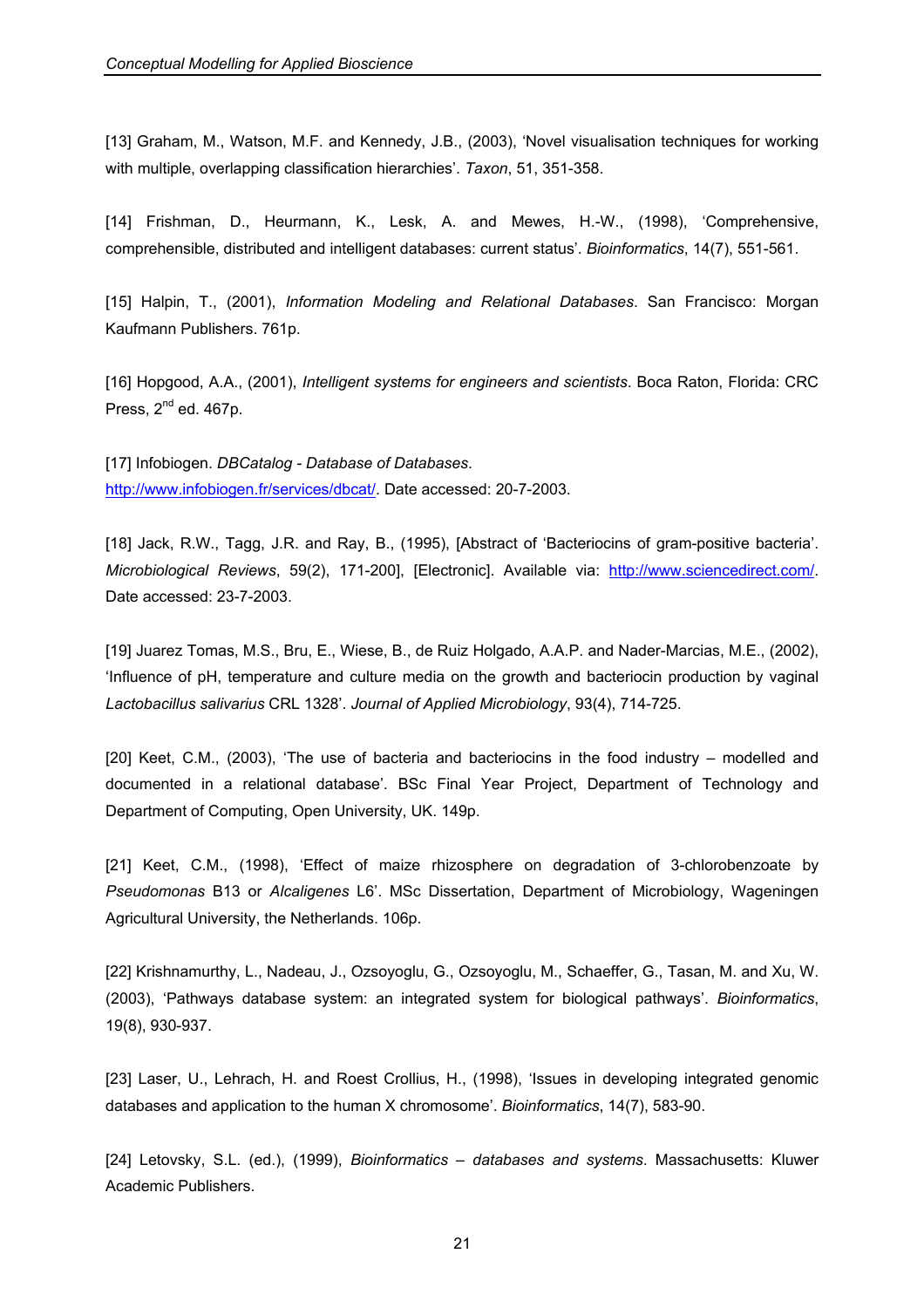[13] Graham, M., Watson, M.F. and Kennedy, J.B., (2003), 'Novel visualisation techniques for working with multiple, overlapping classification hierarchies'. *Taxon*, 51, 351-358.

[14] Frishman, D., Heurmann, K., Lesk, A. and Mewes, H.-W., (1998), 'Comprehensive, comprehensible, distributed and intelligent databases: current status'. *Bioinformatics*, 14(7), 551-561.

[15] Halpin, T., (2001), *Information Modeling and Relational Databases*. San Francisco: Morgan Kaufmann Publishers. 761p.

[16] Hopgood, A.A., (2001), *Intelligent systems for engineers and scientists*. Boca Raton, Florida: CRC Press, 2nd ed. 467p.

[17] Infobiogen. *DBCatalog - Database of Databases*. http://www.infobiogen.fr/services/dbcat/. Date accessed: 20-7-2003.

[18] Jack, R.W., Tagg, J.R. and Ray, B., (1995), [Abstract of 'Bacteriocins of gram-positive bacteria'. *Microbiological Reviews*, 59(2), 171-200], [Electronic]. Available via: http://www.sciencedirect.com/. Date accessed: 23-7-2003.

[19] Juarez Tomas, M.S., Bru, E., Wiese, B., de Ruiz Holgado, A.A.P. and Nader-Marcias, M.E., (2002), 'Influence of pH, temperature and culture media on the growth and bacteriocin production by vaginal *Lactobacillus salivarius* CRL 1328'. *Journal of Applied Microbiology*, 93(4), 714-725.

[20] Keet, C.M., (2003), 'The use of bacteria and bacteriocins in the food industry – modelled and documented in a relational database'. BSc Final Year Project, Department of Technology and Department of Computing, Open University, UK. 149p.

[21] Keet, C.M., (1998), 'Effect of maize rhizosphere on degradation of 3-chlorobenzoate by *Pseudomonas* B13 or *Alcaligenes* L6'. MSc Dissertation, Department of Microbiology, Wageningen Agricultural University, the Netherlands. 106p.

[22] Krishnamurthy, L., Nadeau, J., Ozsoyoglu, G., Ozsoyoglu, M., Schaeffer, G., Tasan, M. and Xu, W. (2003), 'Pathways database system: an integrated system for biological pathways'. *Bioinformatics*, 19(8), 930-937.

[23] Laser, U., Lehrach, H. and Roest Crollius, H., (1998), 'Issues in developing integrated genomic databases and application to the human X chromosome'. *Bioinformatics*, 14(7), 583-90.

[24] Letovsky, S.L. (ed.), (1999), *Bioinformatics – databases and systems*. Massachusetts: Kluwer Academic Publishers.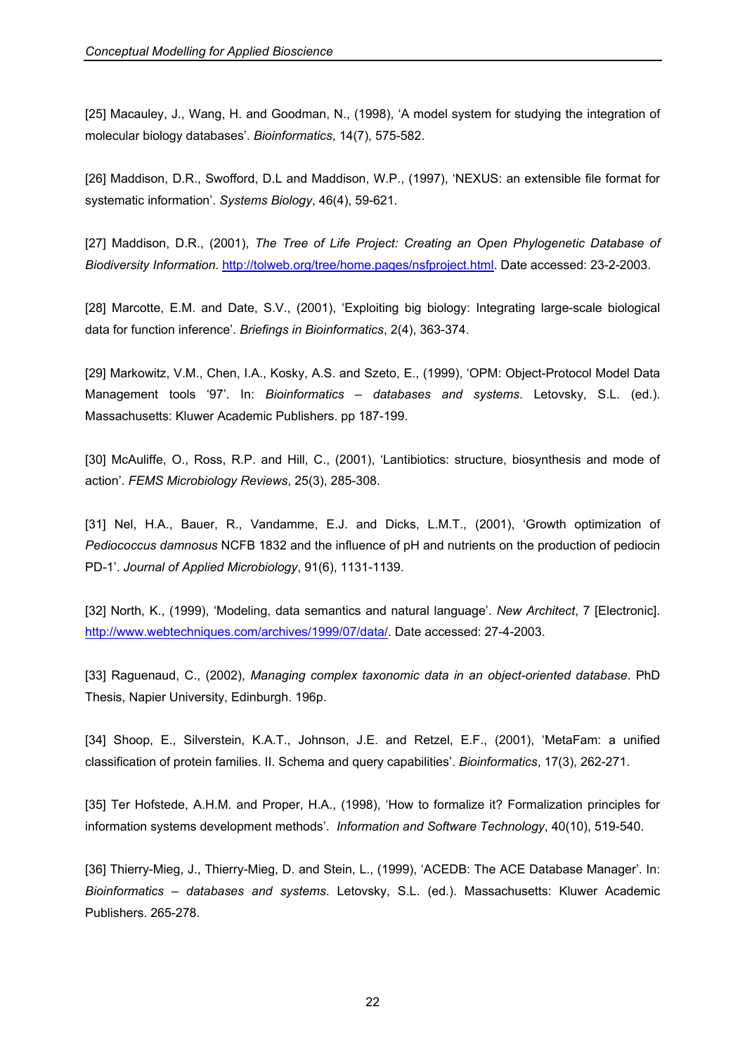[25] Macauley, J., Wang, H. and Goodman, N., (1998), 'A model system for studying the integration of molecular biology databases'. *Bioinformatics*, 14(7), 575-582.

[26] Maddison, D.R., Swofford, D.L and Maddison, W.P., (1997), 'NEXUS: an extensible file format for systematic information'. *Systems Biology*, 46(4), 59-621.

[27] Maddison, D.R., (2001), *The Tree of Life Project: Creating an Open Phylogenetic Database of Biodiversity Information*. http://tolweb.org/tree/home.pages/nsfproject.html. Date accessed: 23-2-2003.

[28] Marcotte, E.M. and Date, S.V., (2001), 'Exploiting big biology: Integrating large-scale biological data for function inference'. *Briefings in Bioinformatics*, 2(4), 363-374.

[29] Markowitz, V.M., Chen, I.A., Kosky, A.S. and Szeto, E., (1999), 'OPM: Object-Protocol Model Data Management tools '97'. In: *Bioinformatics – databases and systems*. Letovsky, S.L. (ed.). Massachusetts: Kluwer Academic Publishers. pp 187-199.

[30] McAuliffe, O., Ross, R.P. and Hill, C., (2001), 'Lantibiotics: structure, biosynthesis and mode of action'. *FEMS Microbiology Reviews*, 25(3), 285-308.

[31] Nel, H.A., Bauer, R., Vandamme, E.J. and Dicks, L.M.T., (2001), 'Growth optimization of *Pediococcus damnosus* NCFB 1832 and the influence of pH and nutrients on the production of pediocin PD-1'. *Journal of Applied Microbiology*, 91(6), 1131-1139.

[32] North, K., (1999), 'Modeling, data semantics and natural language'. *New Architect*, 7 [Electronic]. http://www.webtechniques.com/archives/1999/07/data/. Date accessed: 27-4-2003.

[33] Raguenaud, C., (2002), *Managing complex taxonomic data in an object-oriented database*. PhD Thesis, Napier University, Edinburgh. 196p.

[34] Shoop, E., Silverstein, K.A.T., Johnson, J.E. and Retzel, E.F., (2001), 'MetaFam: a unified classification of protein families. II. Schema and query capabilities'. *Bioinformatics*, 17(3), 262-271.

[35] Ter Hofstede, A.H.M. and Proper, H.A., (1998), 'How to formalize it? Formalization principles for information systems development methods'. *Information and Software Technology*, 40(10), 519-540.

[36] Thierry-Mieg, J., Thierry-Mieg, D. and Stein, L., (1999), 'ACEDB: The ACE Database Manager'. In: *Bioinformatics – databases and systems*. Letovsky, S.L. (ed.). Massachusetts: Kluwer Academic Publishers. 265-278.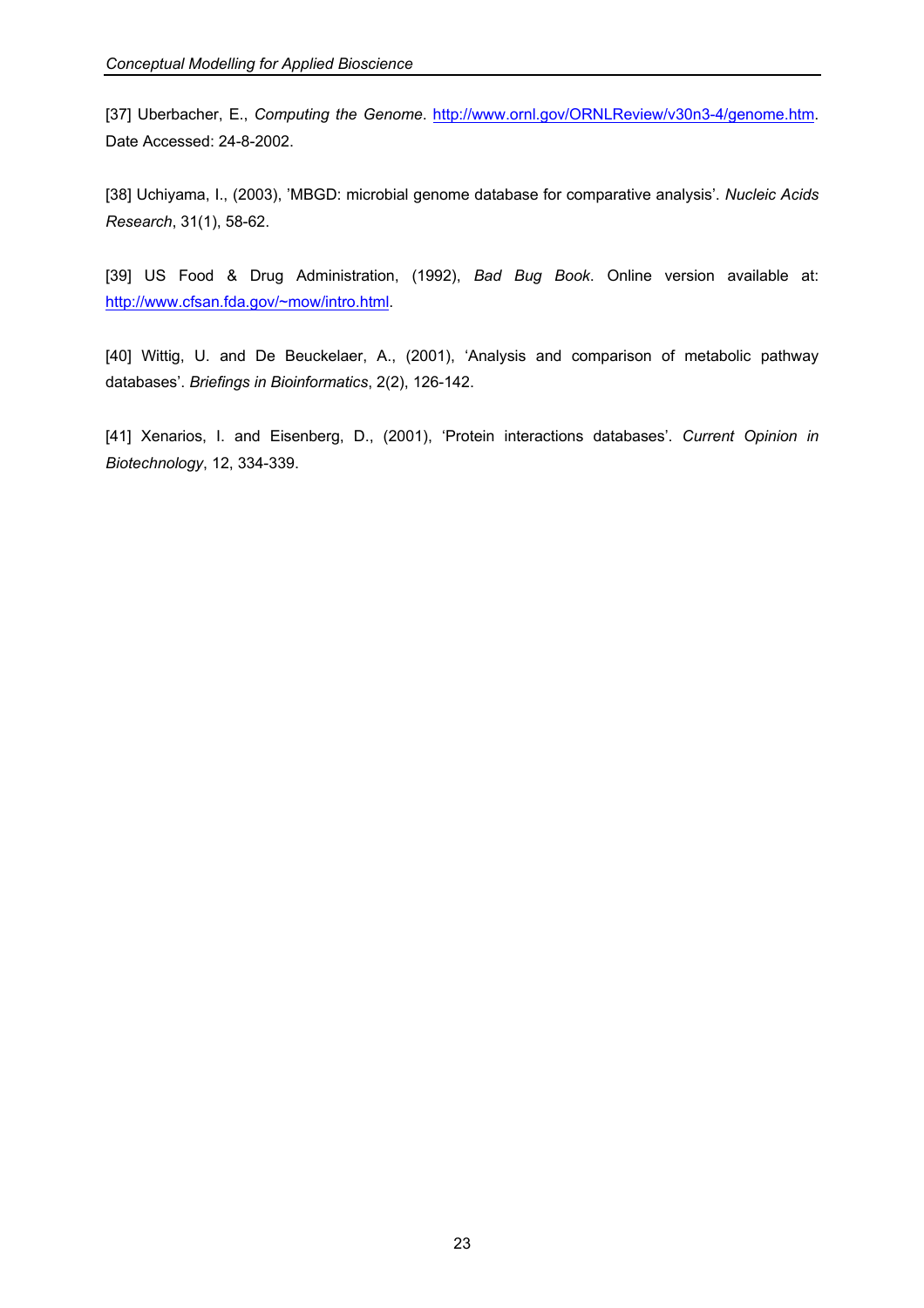[37] Uberbacher, E., *Computing the Genome*. http://www.ornl.gov/ORNLReview/v30n3-4/genome.htm. Date Accessed: 24-8-2002.

[38] Uchiyama, I., (2003), 'MBGD: microbial genome database for comparative analysis'. *Nucleic Acids Research*, 31(1), 58-62.

[39] US Food & Drug Administration, (1992), *Bad Bug Book*. Online version available at: http://www.cfsan.fda.gov/~mow/intro.html.

[40] Wittig, U. and De Beuckelaer, A., (2001), 'Analysis and comparison of metabolic pathway databases'. *Briefings in Bioinformatics*, 2(2), 126-142.

[41] Xenarios, I. and Eisenberg, D., (2001), 'Protein interactions databases'. *Current Opinion in Biotechnology*, 12, 334-339.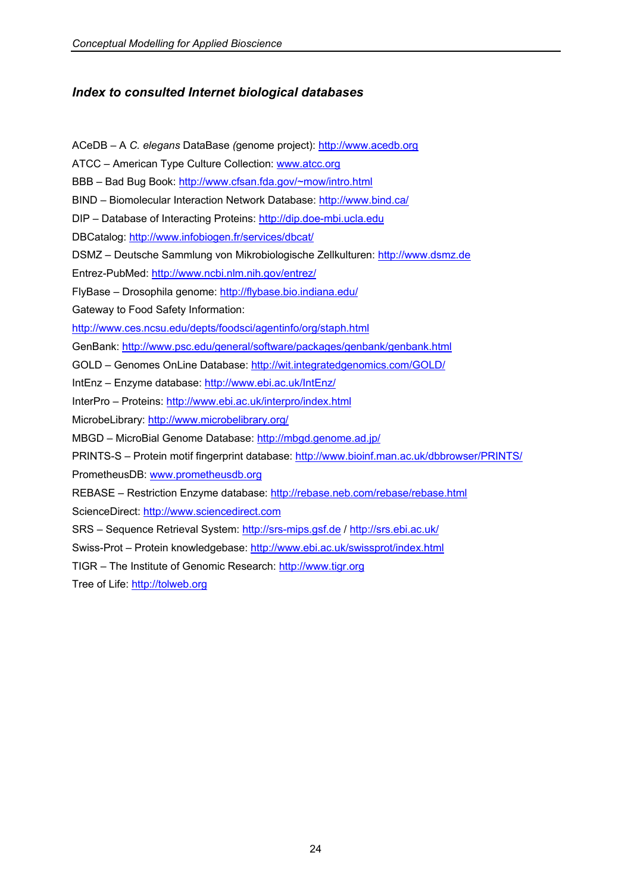### *Index to consulted Internet biological databases*

ACeDB – A *C. elegans* DataBase *(*genome project): http://www.acedb.org

ATCC – American Type Culture Collection: www.atcc.org

BBB – Bad Bug Book: http://www.cfsan.fda.gov/~mow/intro.html

BIND – Biomolecular Interaction Network Database: http://www.bind.ca/

DIP – Database of Interacting Proteins: http://dip.doe-mbi.ucla.edu

DBCatalog: http://www.infobiogen.fr/services/dbcat/

DSMZ – Deutsche Sammlung von Mikrobiologische Zellkulturen: http://www.dsmz.de

Entrez-PubMed: http://www.ncbi.nlm.nih.gov/entrez/

FlyBase – Drosophila genome: http://flybase.bio.indiana.edu/

Gateway to Food Safety Information:

http://www.ces.ncsu.edu/depts/foodsci/agentinfo/org/staph.html

GenBank: http://www.psc.edu/general/software/packages/genbank/genbank.html

GOLD – Genomes OnLine Database: http://wit.integratedgenomics.com/GOLD/

IntEnz – Enzyme database: http://www.ebi.ac.uk/IntEnz/

InterPro – Proteins: http://www.ebi.ac.uk/interpro/index.html

MicrobeLibrary: http://www.microbelibrary.org/

MBGD – MicroBial Genome Database: http://mbgd.genome.ad.jp/

PRINTS-S – Protein motif fingerprint database: http://www.bioinf.man.ac.uk/dbbrowser/PRINTS/

PrometheusDB: www.prometheusdb.org

REBASE – Restriction Enzyme database: http://rebase.neb.com/rebase/rebase.html

ScienceDirect: http://www.sciencedirect.com

SRS – Sequence Retrieval System: http://srs-mips.gsf.de / http://srs.ebi.ac.uk/

Swiss-Prot – Protein knowledgebase: http://www.ebi.ac.uk/swissprot/index.html

TIGR – The Institute of Genomic Research: http://www.tigr.org

Tree of Life: http://tolweb.org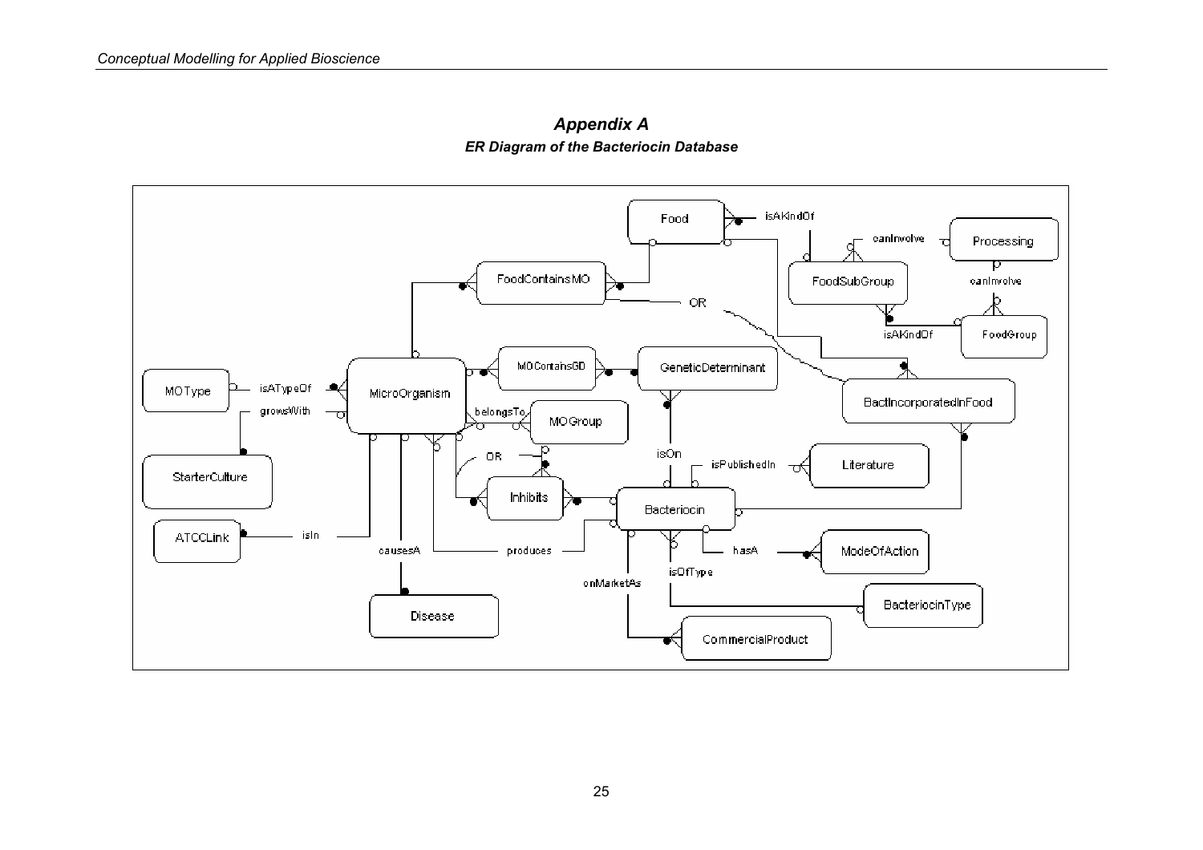# *Appendix A*

### *ER Diagram of the Bacteriocin Database*

Food
isAKindOf
canInvolve
Processing
FoodContainsMO
FoodSubGroup
canInvolve
OR
isAKindOf
FoodGroup
MOContainsGD
GeneticDeterminant
MOType
isATypeOf
MicroOrganism
BactIncorporatedInFood
growsWith
belongsTo
MOGroup
OR
isOn
isPublishedIn
Literature
StarterCulture
Inhibits
Bacteriocin
ATCCLink
isIn
causesA
produces
hasA
ModeOfAction
isOfType
onMarketAs
BacteriocinType
Disease
CommercialProduct